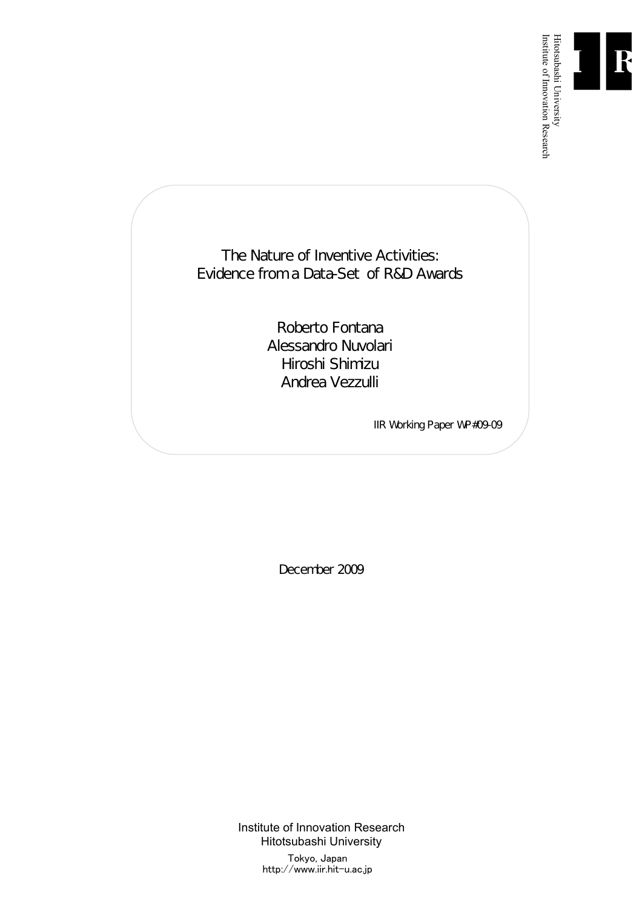Hitotsubashi University
Institute of Innovation Research

# The Nature of Inventive Activities: Evidence from a Data-Set of R&D Awards

Roberto Fontana
Alessandro Nuvolari
Hiroshi Shimizu
Andrea Vezzulli

IIR Working Paper WP#09-09

December 2009

Institute of Innovation Research
Hitotsubashi University

Tokyo, Japan
http://www.iir.hit-u.ac.jp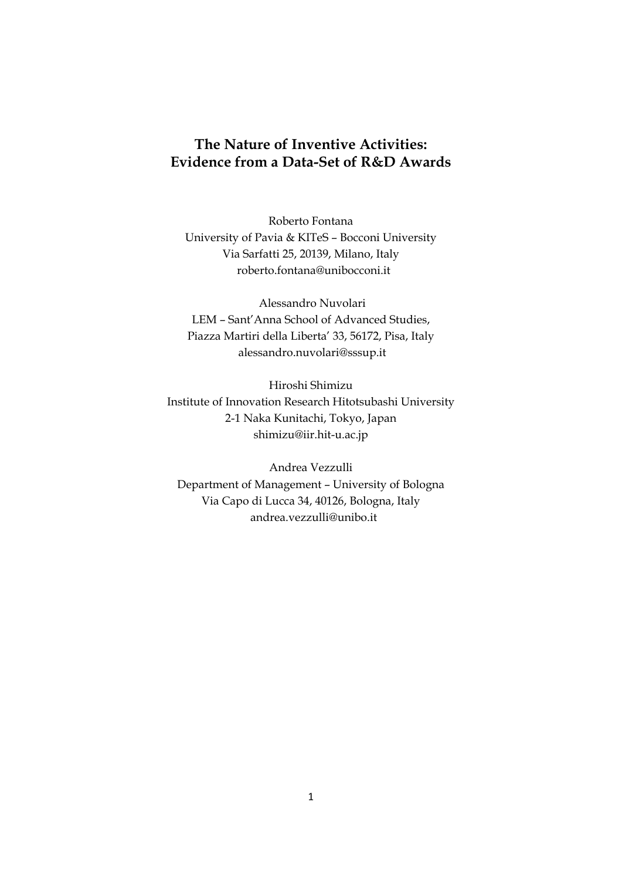# The Nature of Inventive Activities: Evidence from a Data-Set of R&D Awards

Roberto Fontana
University of Pavia & KITeS – Bocconi University
Via Sarfatti 25, 20139, Milano, Italy
roberto.fontana@unibocconi.it

Alessandro Nuvolari
LEM – Sant'Anna School of Advanced Studies,
Piazza Martiri della Liberta' 33, 56172, Pisa, Italy
alessandro.nuvolari@sssup.it

Hiroshi Shimizu
Institute of Innovation Research Hitotsubashi University
2-1 Naka Kunitachi, Tokyo, Japan
shimizu@iir.hit-u.ac.jp

Andrea Vezzulli
Department of Management – University of Bologna
Via Capo di Lucca 34, 40126, Bologna, Italy
andrea.vezzulli@unibo.it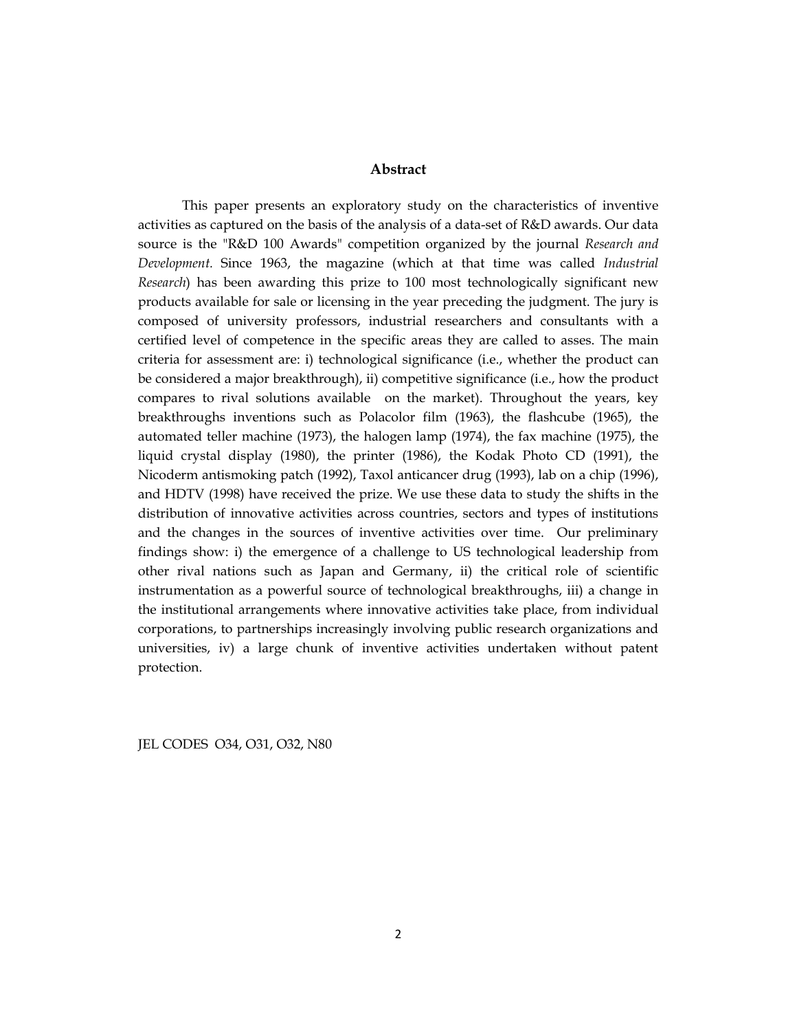## Abstract

This paper presents an exploratory study on the characteristics of inventive activities as captured on the basis of the analysis of a data-set of R&D awards. Our data source is the "R&D 100 Awards" competition organized by the journal *Research and Development.* Since 1963, the magazine (which at that time was called *Industrial Research*) has been awarding this prize to 100 most technologically significant new products available for sale or licensing in the year preceding the judgment. The jury is composed of university professors, industrial researchers and consultants with a certified level of competence in the specific areas they are called to asses. The main criteria for assessment are: i) technological significance (i.e., whether the product can be considered a major breakthrough), ii) competitive significance (i.e., how the product compares to rival solutions available on the market). Throughout the years, key breakthroughs inventions such as Polacolor film (1963), the flashcube (1965), the automated teller machine (1973), the halogen lamp (1974), the fax machine (1975), the liquid crystal display (1980), the printer (1986), the Kodak Photo CD (1991), the Nicoderm antismoking patch (1992), Taxol anticancer drug (1993), lab on a chip (1996), and HDTV (1998) have received the prize. We use these data to study the shifts in the distribution of innovative activities across countries, sectors and types of institutions and the changes in the sources of inventive activities over time. Our preliminary findings show: i) the emergence of a challenge to US technological leadership from other rival nations such as Japan and Germany, ii) the critical role of scientific instrumentation as a powerful source of technological breakthroughs, iii) a change in the institutional arrangements where innovative activities take place, from individual corporations, to partnerships increasingly involving public research organizations and universities, iv) a large chunk of inventive activities undertaken without patent protection.

JEL CODES O34, O31, O32, N80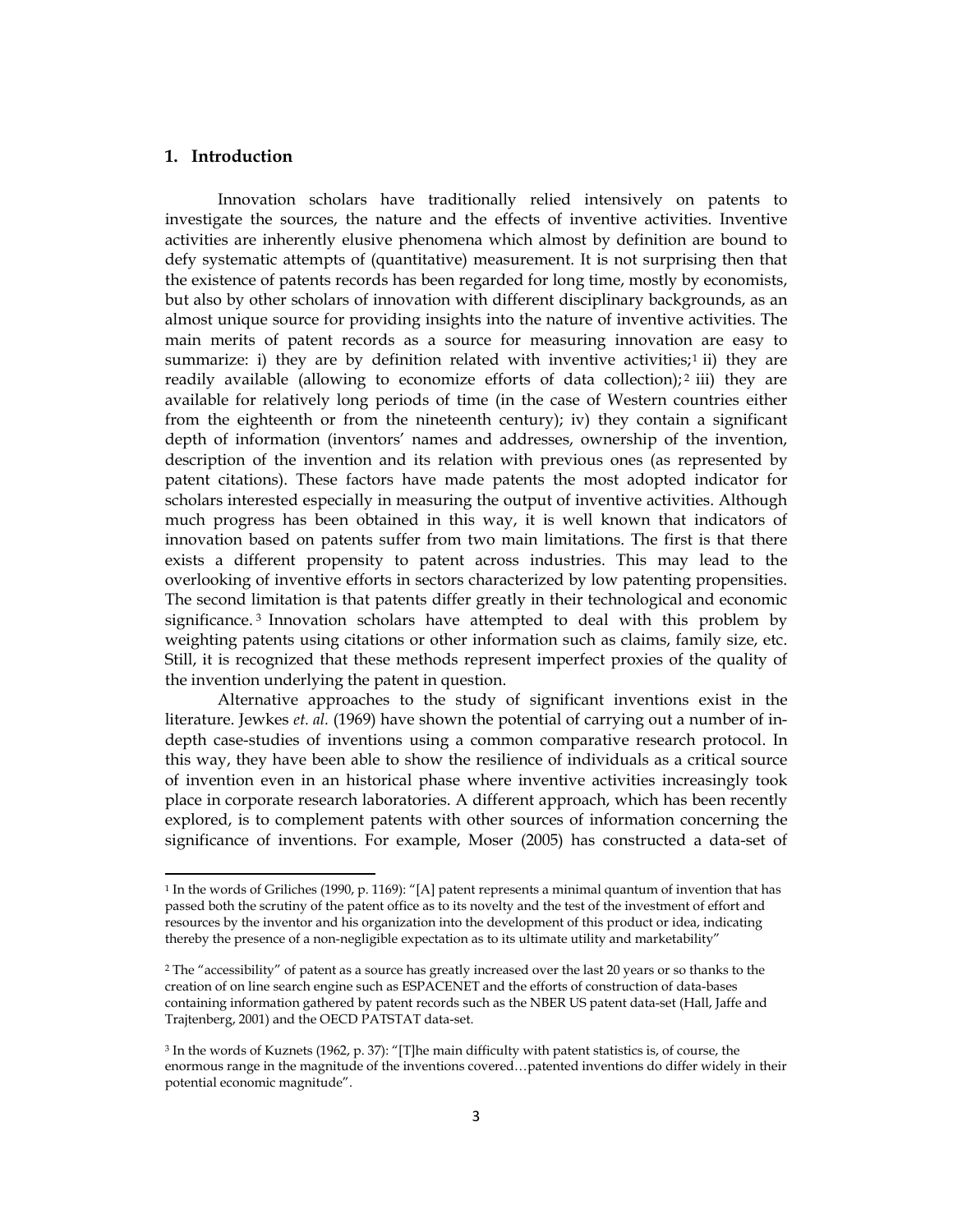## 1. Introduction

Innovation scholars have traditionally relied intensively on patents to investigate the sources, the nature and the effects of inventive activities. Inventive activities are inherently elusive phenomena which almost by definition are bound to defy systematic attempts of (quantitative) measurement. It is not surprising then that the existence of patents records has been regarded for long time, mostly by economists, but also by other scholars of innovation with different disciplinary backgrounds, as an almost unique source for providing insights into the nature of inventive activities. The main merits of patent records as a source for measuring innovation are easy to summarize: i) they are by definition related with inventive activities;[1] ii) they are readily available (allowing to economize efforts of data collection);[2] iii) they are available for relatively long periods of time (in the case of Western countries either from the eighteenth or from the nineteenth century); iv) they contain a significant depth of information (inventors' names and addresses, ownership of the invention, description of the invention and its relation with previous ones (as represented by patent citations). These factors have made patents the most adopted indicator for scholars interested especially in measuring the output of inventive activities. Although much progress has been obtained in this way, it is well known that indicators of innovation based on patents suffer from two main limitations. The first is that there exists a different propensity to patent across industries. This may lead to the overlooking of inventive efforts in sectors characterized by low patenting propensities. The second limitation is that patents differ greatly in their technological and economic significance.[3] Innovation scholars have attempted to deal with this problem by weighting patents using citations or other information such as claims, family size, etc. Still, it is recognized that these methods represent imperfect proxies of the quality of the invention underlying the patent in question.

Alternative approaches to the study of significant inventions exist in the literature. Jewkes *et. al.* (1969) have shown the potential of carrying out a number of in-depth case-studies of inventions using a common comparative research protocol. In this way, they have been able to show the resilience of individuals as a critical source of invention even in an historical phase where inventive activities increasingly took place in corporate research laboratories. A different approach, which has been recently explored, is to complement patents with other sources of information concerning the significance of inventions. For example, Moser (2005) has constructed a data-set of

---

[1] In the words of Griliches (1990, p. 1169): "[A] patent represents a minimal quantum of invention that has passed both the scrutiny of the patent office as to its novelty and the test of the investment of effort and resources by the inventor and his organization into the development of this product or idea, indicating thereby the presence of a non-negligible expectation as to its ultimate utility and marketability"

[2] The "accessibility" of patent as a source has greatly increased over the last 20 years or so thanks to the creation of on line search engine such as ESPACENET and the efforts of construction of data-bases containing information gathered by patent records such as the NBER US patent data-set (Hall, Jaffe and Trajtenberg, 2001) and the OECD PATSTAT data-set.

[3] In the words of Kuznets (1962, p. 37): "[T]he main difficulty with patent statistics is, of course, the enormous range in the magnitude of the inventions covered…patented inventions do differ widely in their potential economic magnitude".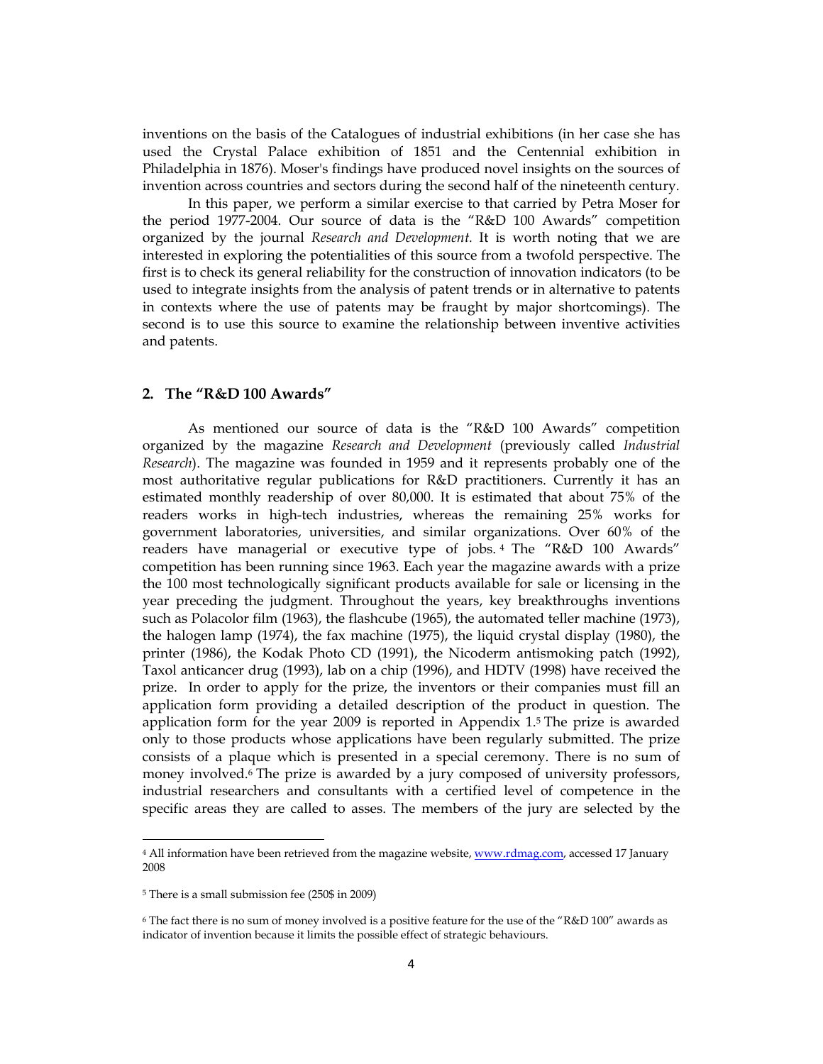inventions on the basis of the Catalogues of industrial exhibitions (in her case she has used the Crystal Palace exhibition of 1851 and the Centennial exhibition in Philadelphia in 1876). Moser's findings have produced novel insights on the sources of invention across countries and sectors during the second half of the nineteenth century.

In this paper, we perform a similar exercise to that carried by Petra Moser for the period 1977-2004. Our source of data is the "R&D 100 Awards" competition organized by the journal *Research and Development.* It is worth noting that we are interested in exploring the potentialities of this source from a twofold perspective. The first is to check its general reliability for the construction of innovation indicators (to be used to integrate insights from the analysis of patent trends or in alternative to patents in contexts where the use of patents may be fraught by major shortcomings). The second is to use this source to examine the relationship between inventive activities and patents.

## 2. The "R&D 100 Awards"

As mentioned our source of data is the "R&D 100 Awards" competition organized by the magazine *Research and Development* (previously called *Industrial Research*). The magazine was founded in 1959 and it represents probably one of the most authoritative regular publications for R&D practitioners. Currently it has an estimated monthly readership of over 80,000. It is estimated that about 75% of the readers works in high-tech industries, whereas the remaining 25% works for government laboratories, universities, and similar organizations. Over 60% of the readers have managerial or executive type of jobs.[4] The "R&D 100 Awards" competition has been running since 1963. Each year the magazine awards with a prize the 100 most technologically significant products available for sale or licensing in the year preceding the judgment. Throughout the years, key breakthroughs inventions such as Polacolor film (1963), the flashcube (1965), the automated teller machine (1973), the halogen lamp (1974), the fax machine (1975), the liquid crystal display (1980), the printer (1986), the Kodak Photo CD (1991), the Nicoderm antismoking patch (1992), Taxol anticancer drug (1993), lab on a chip (1996), and HDTV (1998) have received the prize. In order to apply for the prize, the inventors or their companies must fill an application form providing a detailed description of the product in question. The application form for the year 2009 is reported in Appendix 1.[5] The prize is awarded only to those products whose applications have been regularly submitted. The prize consists of a plaque which is presented in a special ceremony. There is no sum of money involved.[6] The prize is awarded by a jury composed of university professors, industrial researchers and consultants with a certified level of competence in the specific areas they are called to asses. The members of the jury are selected by the

---

[4] All information have been retrieved from the magazine website, www.rdmag.com, accessed 17 January 2008

[5] There is a small submission fee (250$ in 2009)

[6] The fact there is no sum of money involved is a positive feature for the use of the "R&D 100" awards as indicator of invention because it limits the possible effect of strategic behaviours.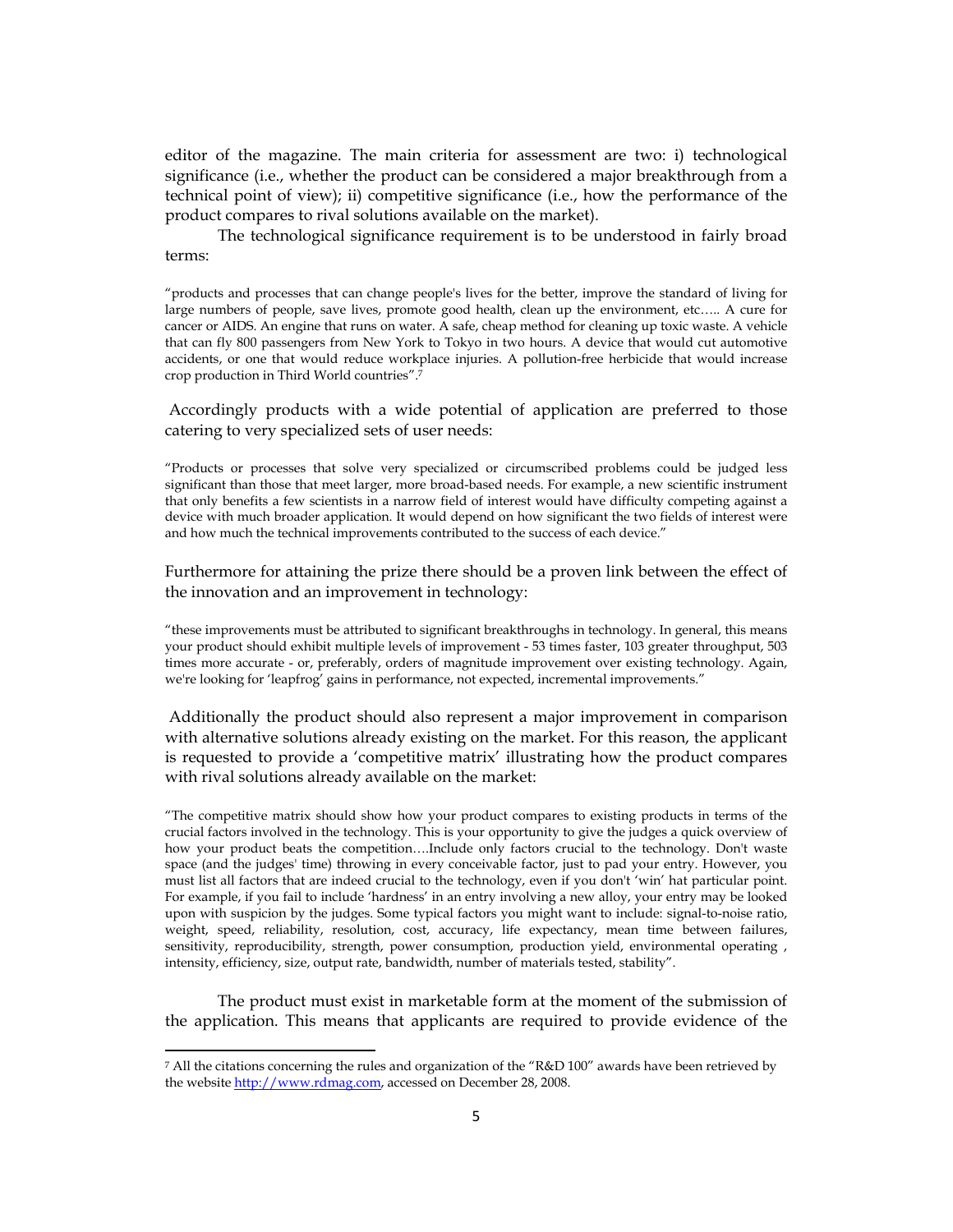editor of the magazine. The main criteria for assessment are two: i) technological significance (i.e., whether the product can be considered a major breakthrough from a technical point of view); ii) competitive significance (i.e., how the performance of the product compares to rival solutions available on the market).

The technological significance requirement is to be understood in fairly broad terms:

> "products and processes that can change people's lives for the better, improve the standard of living for large numbers of people, save lives, promote good health, clean up the environment, etc….. A cure for cancer or AIDS. An engine that runs on water. A safe, cheap method for cleaning up toxic waste. A vehicle that can fly 800 passengers from New York to Tokyo in two hours. A device that would cut automotive accidents, or one that would reduce workplace injuries. A pollution-free herbicide that would increase crop production in Third World countries".[7]

Accordingly products with a wide potential of application are preferred to those catering to very specialized sets of user needs:

> "Products or processes that solve very specialized or circumscribed problems could be judged less significant than those that meet larger, more broad-based needs. For example, a new scientific instrument that only benefits a few scientists in a narrow field of interest would have difficulty competing against a device with much broader application. It would depend on how significant the two fields of interest were and how much the technical improvements contributed to the success of each device."

Furthermore for attaining the prize there should be a proven link between the effect of the innovation and an improvement in technology:

> "these improvements must be attributed to significant breakthroughs in technology. In general, this means your product should exhibit multiple levels of improvement - 53 times faster, 103 greater throughput, 503 times more accurate - or, preferably, orders of magnitude improvement over existing technology. Again, we're looking for 'leapfrog' gains in performance, not expected, incremental improvements."

Additionally the product should also represent a major improvement in comparison with alternative solutions already existing on the market. For this reason, the applicant is requested to provide a 'competitive matrix' illustrating how the product compares with rival solutions already available on the market:

> "The competitive matrix should show how your product compares to existing products in terms of the crucial factors involved in the technology. This is your opportunity to give the judges a quick overview of how your product beats the competition….Include only factors crucial to the technology. Don't waste space (and the judges' time) throwing in every conceivable factor, just to pad your entry. However, you must list all factors that are indeed crucial to the technology, even if you don't 'win' hat particular point. For example, if you fail to include 'hardness' in an entry involving a new alloy, your entry may be looked upon with suspicion by the judges. Some typical factors you might want to include: signal-to-noise ratio, weight, speed, reliability, resolution, cost, accuracy, life expectancy, mean time between failures, sensitivity, reproducibility, strength, power consumption, production yield, environmental operating , intensity, efficiency, size, output rate, bandwidth, number of materials tested, stability".

The product must exist in marketable form at the moment of the submission of the application. This means that applicants are required to provide evidence of the

[7] All the citations concerning the rules and organization of the "R&D 100" awards have been retrieved by the website http://www.rdmag.com, accessed on December 28, 2008.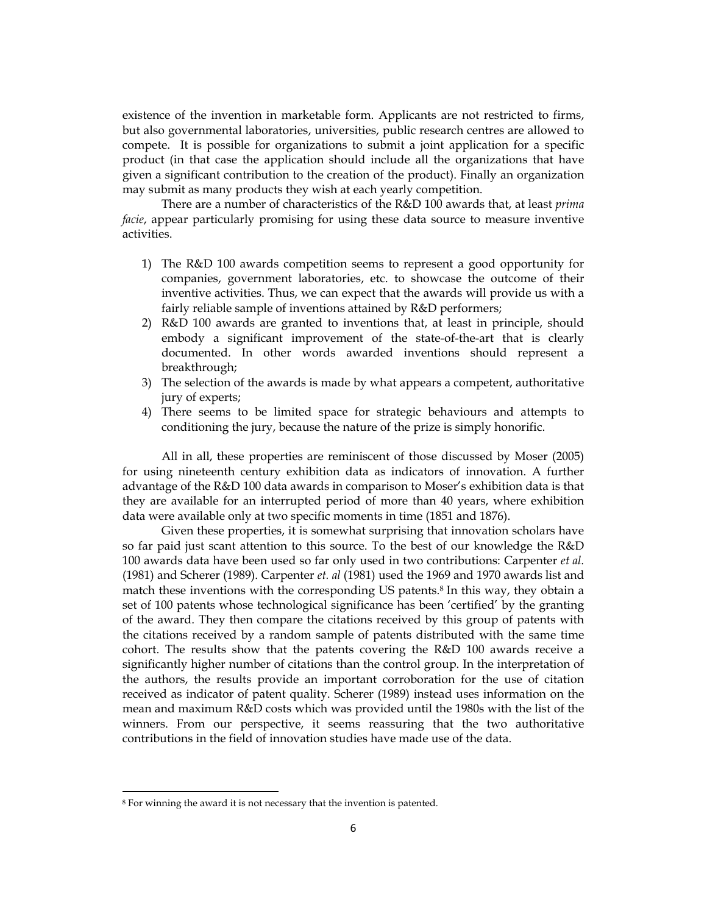existence of the invention in marketable form. Applicants are not restricted to firms, but also governmental laboratories, universities, public research centres are allowed to compete. It is possible for organizations to submit a joint application for a specific product (in that case the application should include all the organizations that have given a significant contribution to the creation of the product). Finally an organization may submit as many products they wish at each yearly competition.

There are a number of characteristics of the R&D 100 awards that, at least *prima facie*, appear particularly promising for using these data source to measure inventive activities.

1) The R&D 100 awards competition seems to represent a good opportunity for companies, government laboratories, etc. to showcase the outcome of their inventive activities. Thus, we can expect that the awards will provide us with a fairly reliable sample of inventions attained by R&D performers;
2) R&D 100 awards are granted to inventions that, at least in principle, should embody a significant improvement of the state-of-the-art that is clearly documented. In other words awarded inventions should represent a breakthrough;
3) The selection of the awards is made by what appears a competent, authoritative jury of experts;
4) There seems to be limited space for strategic behaviours and attempts to conditioning the jury, because the nature of the prize is simply honorific.

All in all, these properties are reminiscent of those discussed by Moser (2005) for using nineteenth century exhibition data as indicators of innovation. A further advantage of the R&D 100 data awards in comparison to Moser's exhibition data is that they are available for an interrupted period of more than 40 years, where exhibition data were available only at two specific moments in time (1851 and 1876).

Given these properties, it is somewhat surprising that innovation scholars have so far paid just scant attention to this source. To the best of our knowledge the R&D 100 awards data have been used so far only used in two contributions: Carpenter *et al.* (1981) and Scherer (1989). Carpenter *et. al* (1981) used the 1969 and 1970 awards list and match these inventions with the corresponding US patents.[8] In this way, they obtain a set of 100 patents whose technological significance has been 'certified' by the granting of the award. They then compare the citations received by this group of patents with the citations received by a random sample of patents distributed with the same time cohort. The results show that the patents covering the R&D 100 awards receive a significantly higher number of citations than the control group. In the interpretation of the authors, the results provide an important corroboration for the use of citation received as indicator of patent quality. Scherer (1989) instead uses information on the mean and maximum R&D costs which was provided until the 1980s with the list of the winners. From our perspective, it seems reassuring that the two authoritative contributions in the field of innovation studies have made use of the data.

[8] For winning the award it is not necessary that the invention is patented.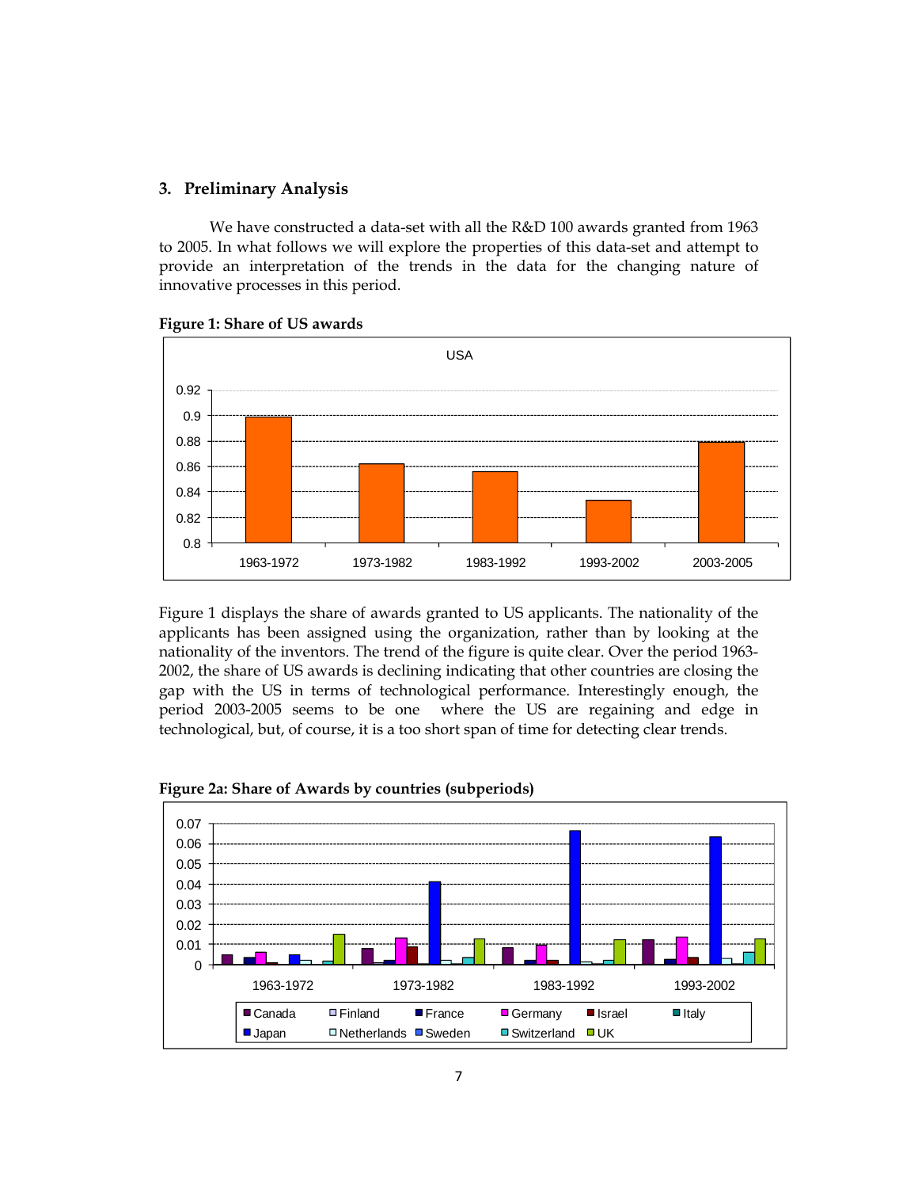## 3. Preliminary Analysis

We have constructed a data-set with all the R&D 100 awards granted from 1963 to 2005. In what follows we will explore the properties of this data-set and attempt to provide an interpretation of the trends in the data for the changing nature of innovative processes in this period.

**Figure 1: Share of US awards**

Figure 1 displays the share of awards granted to US applicants. The nationality of the applicants has been assigned using the organization, rather than by looking at the nationality of the inventors. The trend of the figure is quite clear. Over the period 1963-2002, the share of US awards is declining indicating that other countries are closing the gap with the US in terms of technological performance. Interestingly enough, the period 2003-2005 seems to be one where the US are regaining and edge in technological, but, of course, it is a too short span of time for detecting clear trends.

**Figure 2a: Share of Awards by countries (subperiods)**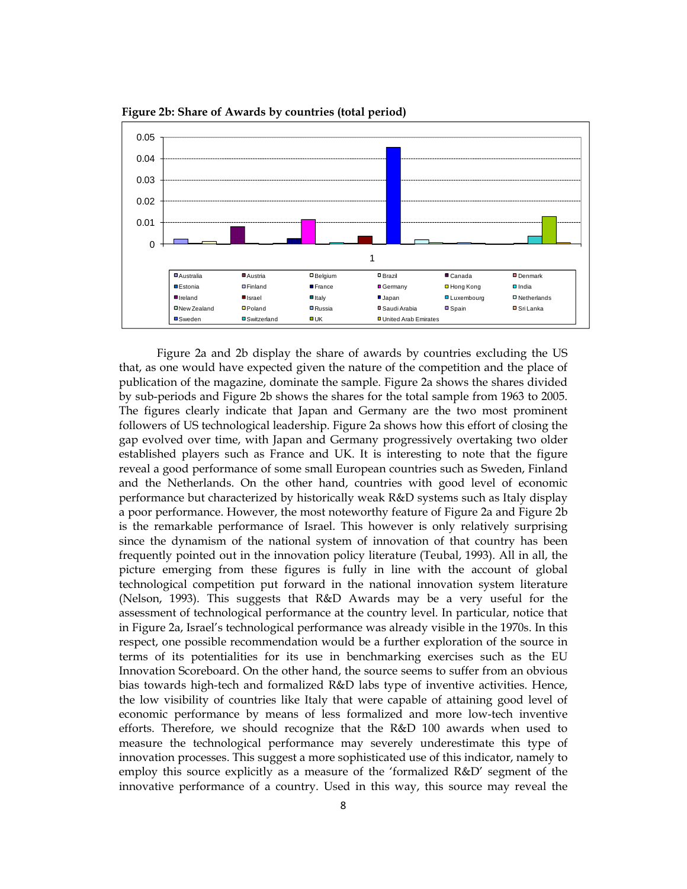**Figure 2b: Share of Awards by countries (total period)**

Figure 2a and 2b display the share of awards by countries excluding the US that, as one would have expected given the nature of the competition and the place of publication of the magazine, dominate the sample. Figure 2a shows the shares divided by sub-periods and Figure 2b shows the shares for the total sample from 1963 to 2005. The figures clearly indicate that Japan and Germany are the two most prominent followers of US technological leadership. Figure 2a shows how this effort of closing the gap evolved over time, with Japan and Germany progressively overtaking two older established players such as France and UK. It is interesting to note that the figure reveal a good performance of some small European countries such as Sweden, Finland and the Netherlands. On the other hand, countries with good level of economic performance but characterized by historically weak R&D systems such as Italy display a poor performance. However, the most noteworthy feature of Figure 2a and Figure 2b is the remarkable performance of Israel. This however is only relatively surprising since the dynamism of the national system of innovation of that country has been frequently pointed out in the innovation policy literature (Teubal, 1993). All in all, the picture emerging from these figures is fully in line with the account of global technological competition put forward in the national innovation system literature (Nelson, 1993). This suggests that R&D Awards may be a very useful for the assessment of technological performance at the country level. In particular, notice that in Figure 2a, Israel's technological performance was already visible in the 1970s. In this respect, one possible recommendation would be a further exploration of the source in terms of its potentialities for its use in benchmarking exercises such as the EU Innovation Scoreboard. On the other hand, the source seems to suffer from an obvious bias towards high-tech and formalized R&D labs type of inventive activities. Hence, the low visibility of countries like Italy that were capable of attaining good level of economic performance by means of less formalized and more low-tech inventive efforts. Therefore, we should recognize that the R&D 100 awards when used to measure the technological performance may severely underestimate this type of innovation processes. This suggest a more sophisticated use of this indicator, namely to employ this source explicitly as a measure of the 'formalized R&D' segment of the innovative performance of a country. Used in this way, this source may reveal the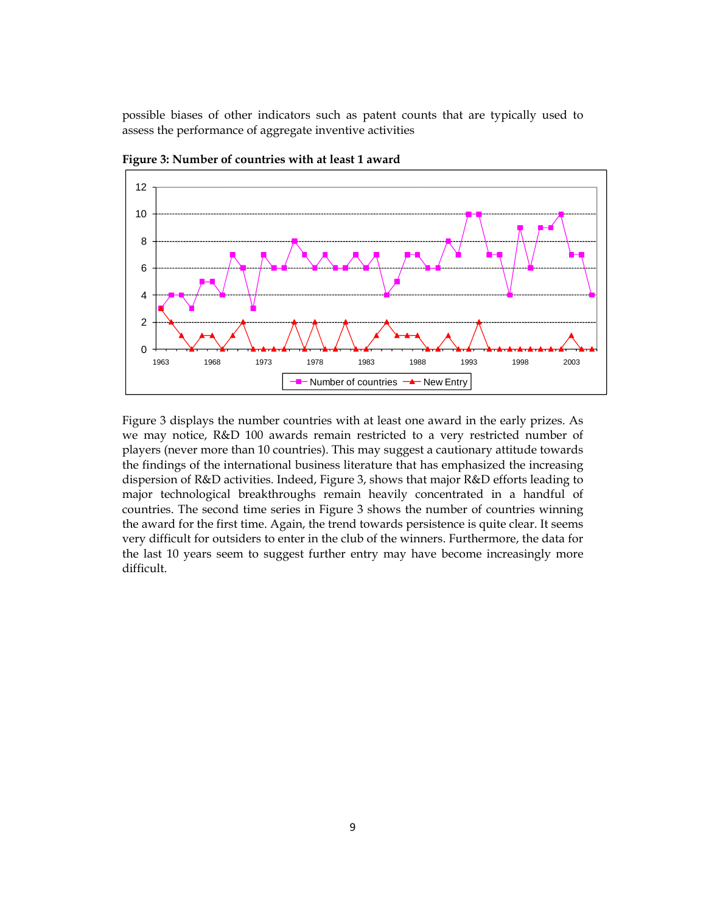possible biases of other indicators such as patent counts that are typically used to assess the performance of aggregate inventive activities

**Figure 3: Number of countries with at least 1 award**

Figure 3 displays the number countries with at least one award in the early prizes. As we may notice, R&D 100 awards remain restricted to a very restricted number of players (never more than 10 countries). This may suggest a cautionary attitude towards the findings of the international business literature that has emphasized the increasing dispersion of R&D activities. Indeed, Figure 3, shows that major R&D efforts leading to major technological breakthroughs remain heavily concentrated in a handful of countries. The second time series in Figure 3 shows the number of countries winning the award for the first time. Again, the trend towards persistence is quite clear. It seems very difficult for outsiders to enter in the club of the winners. Furthermore, the data for the last 10 years seem to suggest further entry may have become increasingly more difficult.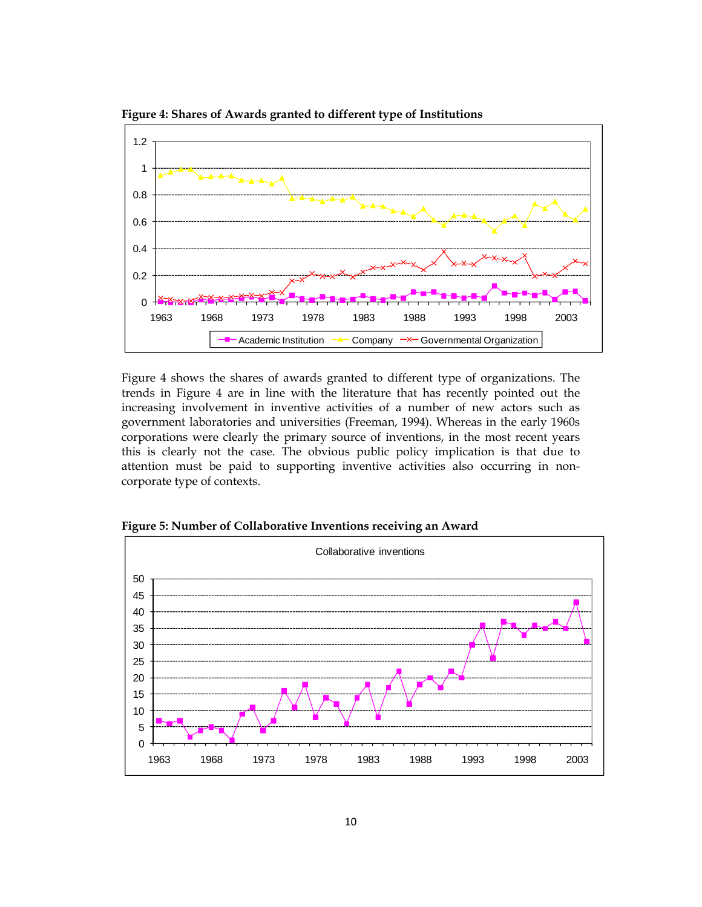**Figure 4: Shares of Awards granted to different type of Institutions**

Figure 4 shows the shares of awards granted to different type of organizations. The trends in Figure 4 are in line with the literature that has recently pointed out the increasing involvement in inventive activities of a number of new actors such as government laboratories and universities (Freeman, 1994). Whereas in the early 1960s corporations were clearly the primary source of inventions, in the most recent years this is clearly not the case. The obvious public policy implication is that due to attention must be paid to supporting inventive activities also occurring in non-corporate type of contexts.

**Figure 5: Number of Collaborative Inventions receiving an Award**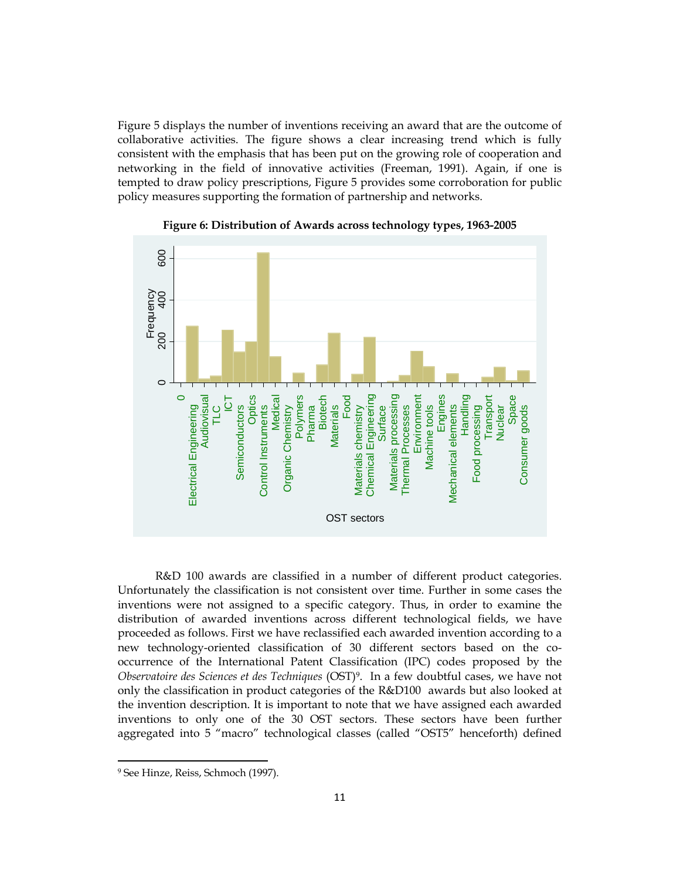Figure 5 displays the number of inventions receiving an award that are the outcome of collaborative activities. The figure shows a clear increasing trend which is fully consistent with the emphasis that has been put on the growing role of cooperation and networking in the field of innovative activities (Freeman, 1991). Again, if one is tempted to draw policy prescriptions, Figure 5 provides some corroboration for public policy measures supporting the formation of partnership and networks.

**Figure 6: Distribution of Awards across technology types, 1963-2005**

R&D 100 awards are classified in a number of different product categories. Unfortunately the classification is not consistent over time. Further in some cases the inventions were not assigned to a specific category. Thus, in order to examine the distribution of awarded inventions across different technological fields, we have proceeded as follows. First we have reclassified each awarded invention according to a new technology-oriented classification of 30 different sectors based on the co-occurrence of the International Patent Classification (IPC) codes proposed by the *Observatoire des Sciences et des Techniques* (OST)[9]. In a few doubtful cases, we have not only the classification in product categories of the R&D100 awards but also looked at the invention description. It is important to note that we have assigned each awarded inventions to only one of the 30 OST sectors. These sectors have been further aggregated into 5 "macro" technological classes (called "OST5" henceforth) defined

[9] See Hinze, Reiss, Schmoch (1997).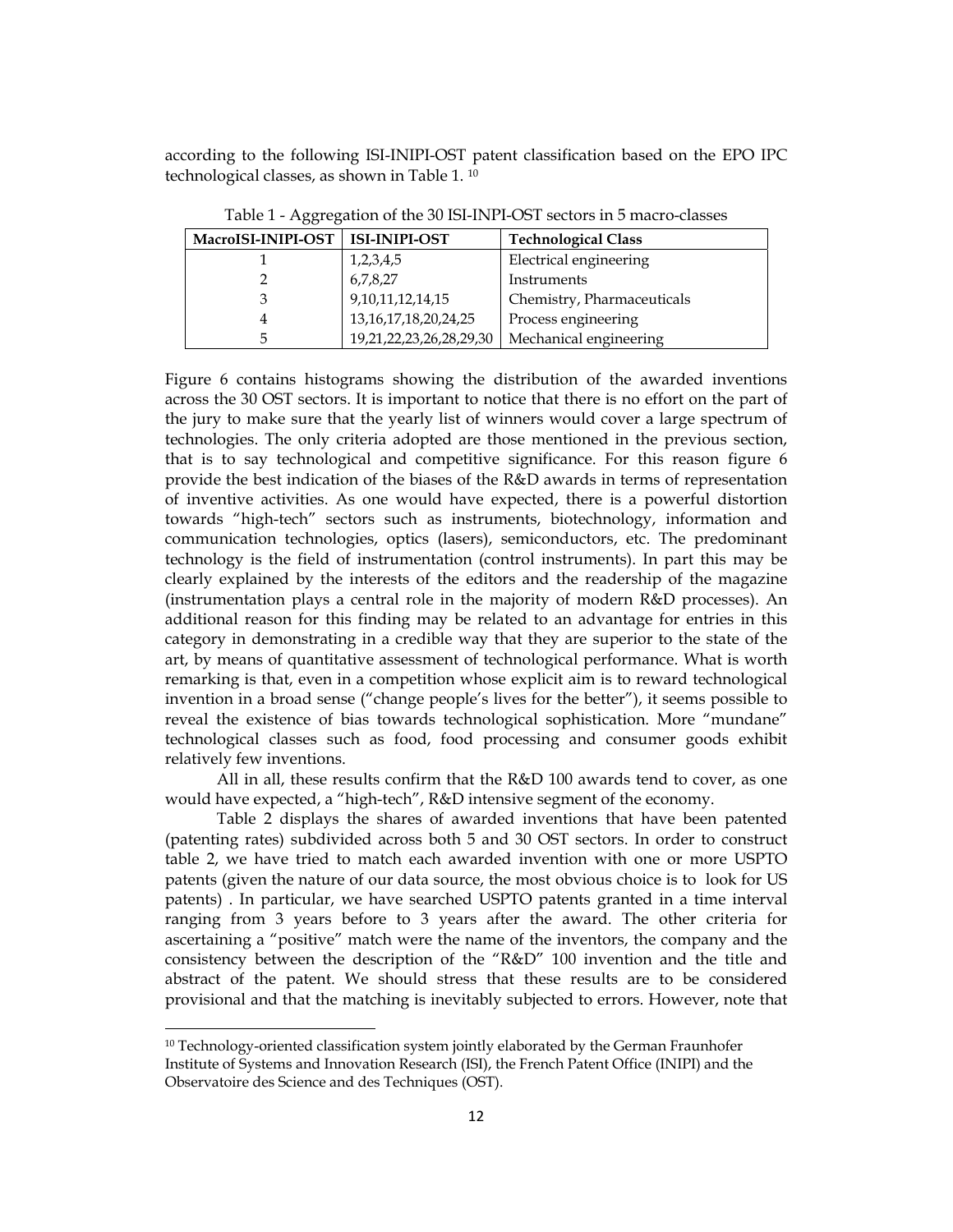according to the following ISI-INIPI-OST patent classification based on the EPO IPC technological classes, as shown in Table 1. [10]

Table 1 - Aggregation of the 30 ISI-INPI-OST sectors in 5 macro-classes

| MacroISI-INIPI-OST | ISI-INIPI-OST | Technological Class |
|---|---|---|
| 1 | 1,2,3,4,5 | Electrical engineering |
| 2 | 6,7,8,27 | Instruments |
| 3 | 9,10,11,12,14,15 | Chemistry, Pharmaceuticals |
| 4 | 13,16,17,18,20,24,25 | Process engineering |
| 5 | 19,21,22,23,26,28,29,30 | Mechanical engineering |

Figure 6 contains histograms showing the distribution of the awarded inventions across the 30 OST sectors. It is important to notice that there is no effort on the part of the jury to make sure that the yearly list of winners would cover a large spectrum of technologies. The only criteria adopted are those mentioned in the previous section, that is to say technological and competitive significance. For this reason figure 6 provide the best indication of the biases of the R&D awards in terms of representation of inventive activities. As one would have expected, there is a powerful distortion towards "high-tech" sectors such as instruments, biotechnology, information and communication technologies, optics (lasers), semiconductors, etc. The predominant technology is the field of instrumentation (control instruments). In part this may be clearly explained by the interests of the editors and the readership of the magazine (instrumentation plays a central role in the majority of modern R&D processes). An additional reason for this finding may be related to an advantage for entries in this category in demonstrating in a credible way that they are superior to the state of the art, by means of quantitative assessment of technological performance. What is worth remarking is that, even in a competition whose explicit aim is to reward technological invention in a broad sense ("change people's lives for the better"), it seems possible to reveal the existence of bias towards technological sophistication. More "mundane" technological classes such as food, food processing and consumer goods exhibit relatively few inventions.

All in all, these results confirm that the R&D 100 awards tend to cover, as one would have expected, a "high-tech", R&D intensive segment of the economy.

Table 2 displays the shares of awarded inventions that have been patented (patenting rates) subdivided across both 5 and 30 OST sectors. In order to construct table 2, we have tried to match each awarded invention with one or more USPTO patents (given the nature of our data source, the most obvious choice is to look for US patents) . In particular, we have searched USPTO patents granted in a time interval ranging from 3 years before to 3 years after the award. The other criteria for ascertaining a "positive" match were the name of the inventors, the company and the consistency between the description of the "R&D" 100 invention and the title and abstract of the patent. We should stress that these results are to be considered provisional and that the matching is inevitably subjected to errors. However, note that

[10] Technology-oriented classification system jointly elaborated by the German Fraunhofer Institute of Systems and Innovation Research (ISI), the French Patent Office (INIPI) and the Observatoire des Science and des Techniques (OST).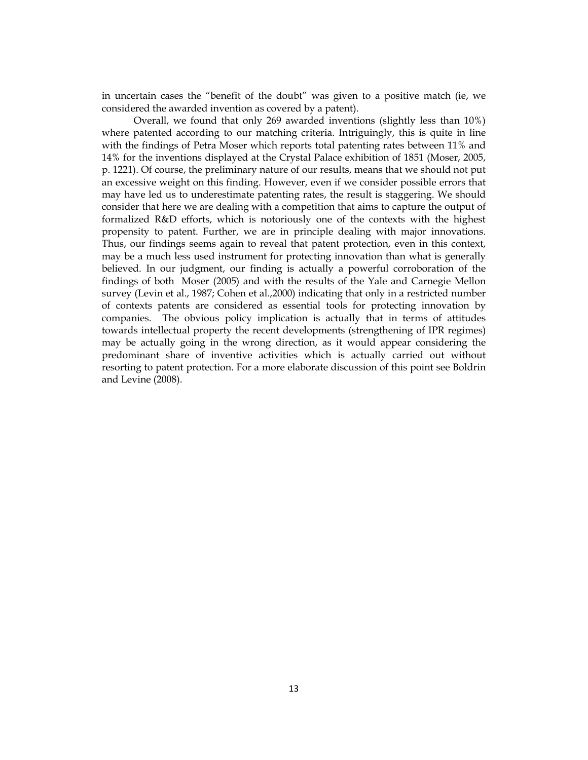in uncertain cases the "benefit of the doubt" was given to a positive match (ie, we considered the awarded invention as covered by a patent).

Overall, we found that only 269 awarded inventions (slightly less than 10%) where patented according to our matching criteria. Intriguingly, this is quite in line with the findings of Petra Moser which reports total patenting rates between 11% and 14% for the inventions displayed at the Crystal Palace exhibition of 1851 (Moser, 2005, p. 1221). Of course, the preliminary nature of our results, means that we should not put an excessive weight on this finding. However, even if we consider possible errors that may have led us to underestimate patenting rates, the result is staggering. We should consider that here we are dealing with a competition that aims to capture the output of formalized R&D efforts, which is notoriously one of the contexts with the highest propensity to patent. Further, we are in principle dealing with major innovations. Thus, our findings seems again to reveal that patent protection, even in this context, may be a much less used instrument for protecting innovation than what is generally believed. In our judgment, our finding is actually a powerful corroboration of the findings of both Moser (2005) and with the results of the Yale and Carnegie Mellon survey (Levin et al., 1987; Cohen et al.,2000) indicating that only in a restricted number of contexts patents are considered as essential tools for protecting innovation by companies. The obvious policy implication is actually that in terms of attitudes towards intellectual property the recent developments (strengthening of IPR regimes) may be actually going in the wrong direction, as it would appear considering the predominant share of inventive activities which is actually carried out without resorting to patent protection. For a more elaborate discussion of this point see Boldrin and Levine (2008).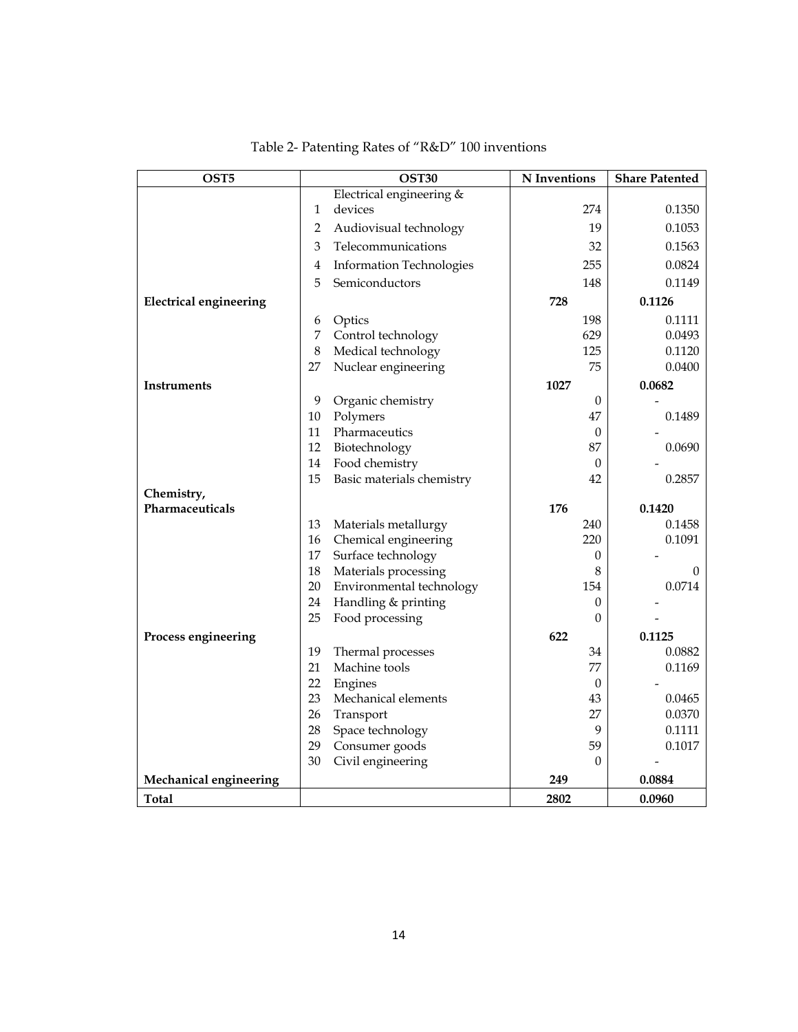Table 2- Patenting Rates of "R&D" 100 inventions

| OST5 | | OST30 | N Inventions | Share Patented |
|---|---|---|---|---|
| | 1 | Electrical engineering & devices | 274 | 0.1350 |
| | 2 | Audiovisual technology | 19 | 0.1053 |
| | 3 | Telecommunications | 32 | 0.1563 |
| | 4 | Information Technologies | 255 | 0.0824 |
| | 5 | Semiconductors | 148 | 0.1149 |
| **Electrical engineering** | | | **728** | **0.1126** |
| | 6 | Optics | 198 | 0.1111 |
| | 7 | Control technology | 629 | 0.0493 |
| | 8 | Medical technology | 125 | 0.1120 |
| | 27 | Nuclear engineering | 75 | 0.0400 |
| **Instruments** | | | **1027** | **0.0682** |
| | 9 | Organic chemistry | 0 | - |
| | 10 | Polymers | 47 | 0.1489 |
| | 11 | Pharmaceutics | 0 | - |
| | 12 | Biotechnology | 87 | 0.0690 |
| | 14 | Food chemistry | 0 | - |
| | 15 | Basic materials chemistry | 42 | 0.2857 |
| **Chemistry, Pharmaceuticals** | | | **176** | **0.1420** |
| | 13 | Materials metallurgy | 240 | 0.1458 |
| | 16 | Chemical engineering | 220 | 0.1091 |
| | 17 | Surface technology | 0 | - |
| | 18 | Materials processing | 8 | 0 |
| | 20 | Environmental technology | 154 | 0.0714 |
| | 24 | Handling & printing | 0 | - |
| | 25 | Food processing | 0 | - |
| **Process engineering** | | | **622** | **0.1125** |
| | 19 | Thermal processes | 34 | 0.0882 |
| | 21 | Machine tools | 77 | 0.1169 |
| | 22 | Engines | 0 | - |
| | 23 | Mechanical elements | 43 | 0.0465 |
| | 26 | Transport | 27 | 0.0370 |
| | 28 | Space technology | 9 | 0.1111 |
| | 29 | Consumer goods | 59 | 0.1017 |
| | 30 | Civil engineering | 0 | - |
| **Mechanical engineering** | | | **249** | **0.0884** |
| **Total** | | | **2802** | **0.0960** |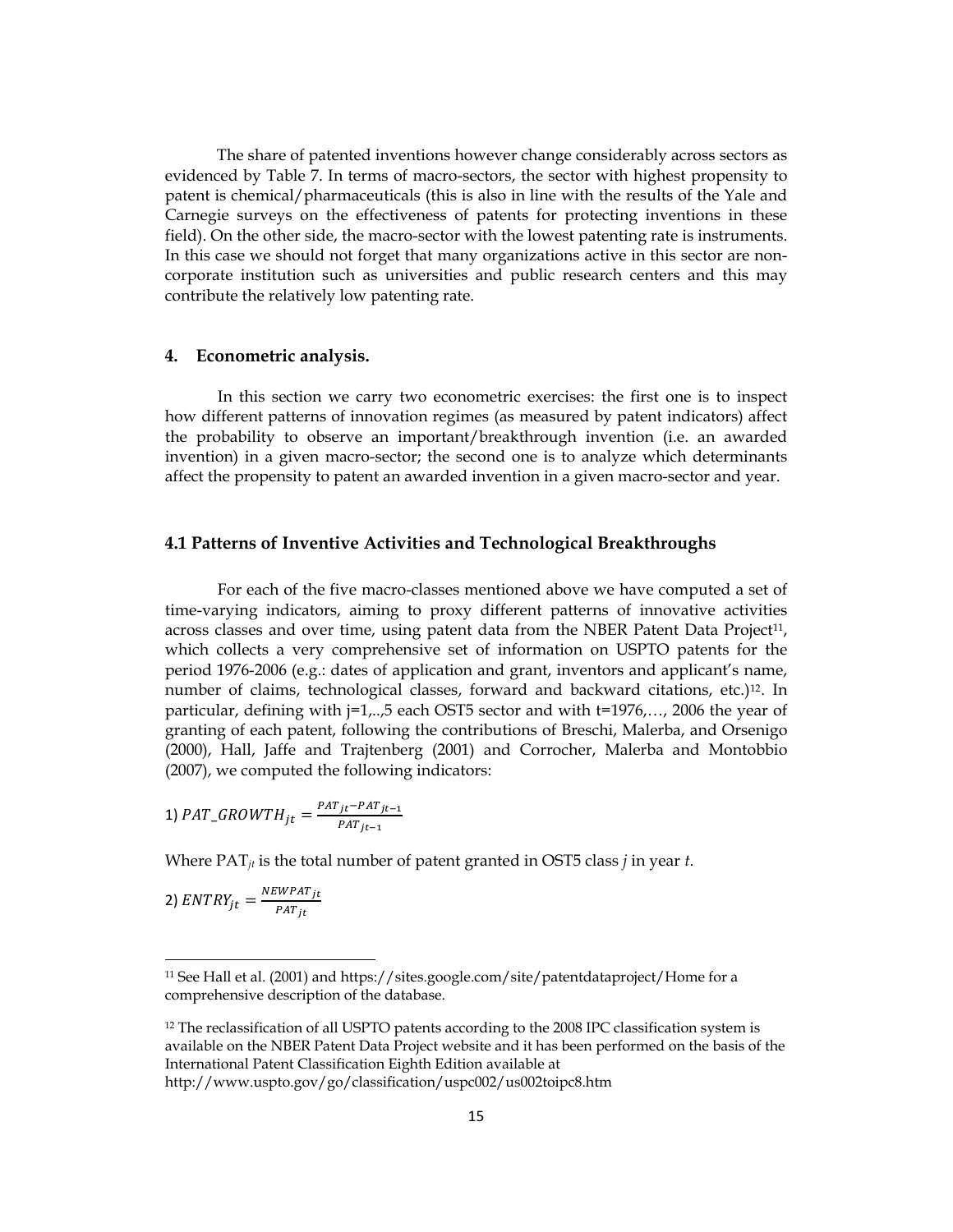The share of patented inventions however change considerably across sectors as evidenced by Table 7. In terms of macro-sectors, the sector with highest propensity to patent is chemical/pharmaceuticals (this is also in line with the results of the Yale and Carnegie surveys on the effectiveness of patents for protecting inventions in these field). On the other side, the macro-sector with the lowest patenting rate is instruments. In this case we should not forget that many organizations active in this sector are non-corporate institution such as universities and public research centers and this may contribute the relatively low patenting rate.

## 4. Econometric analysis.

In this section we carry two econometric exercises: the first one is to inspect how different patterns of innovation regimes (as measured by patent indicators) affect the probability to observe an important/breakthrough invention (i.e. an awarded invention) in a given macro-sector; the second one is to analyze which determinants affect the propensity to patent an awarded invention in a given macro-sector and year.

### 4.1 Patterns of Inventive Activities and Technological Breakthroughs

For each of the five macro-classes mentioned above we have computed a set of time-varying indicators, aiming to proxy different patterns of innovative activities across classes and over time, using patent data from the NBER Patent Data Project[11], which collects a very comprehensive set of information on USPTO patents for the period 1976-2006 (e.g.: dates of application and grant, inventors and applicant's name, number of claims, technological classes, forward and backward citations, etc.)[12]. In particular, defining with j=1,..,5 each OST5 sector and with t=1976,…, 2006 the year of granting of each patent, following the contributions of Breschi, Malerba, and Orsenigo (2000), Hall, Jaffe and Trajtenberg (2001) and Corrocher, Malerba and Montobbio (2007), we computed the following indicators:

1) $PAT\_GROWTH_{jt} = \frac{PAT_{jt} - PAT_{jt-1}}{PAT_{jt-1}}$

Where $PAT_{jt}$ is the total number of patent granted in OST5 class *j* in year *t*.

2) $ENTRY_{jt} = \frac{NEWPAT_{jt}}{PAT_{jt}}$

---

[11] See Hall et al. (2001) and https://sites.google.com/site/patentdataproject/Home for a comprehensive description of the database.

[12] The reclassification of all USPTO patents according to the 2008 IPC classification system is available on the NBER Patent Data Project website and it has been performed on the basis of the International Patent Classification Eighth Edition available at http://www.uspto.gov/go/classification/uspc002/us002toipc8.htm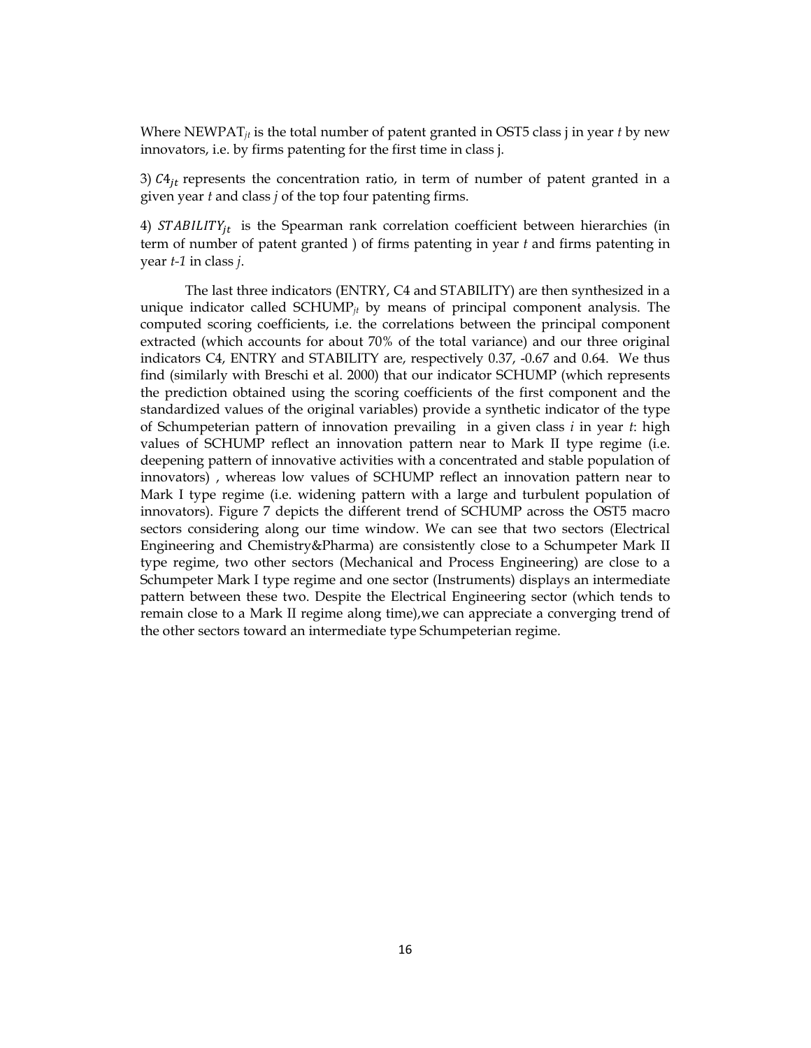Where $NEWPAT_{jt}$ is the total number of patent granted in OST5 class j in year *t* by new innovators, i.e. by firms patenting for the first time in class j.

3) $C4_{jt}$ represents the concentration ratio, in term of number of patent granted in a given year *t* and class *j* of the top four patenting firms.

4) $STABILITY_{jt}$ is the Spearman rank correlation coefficient between hierarchies (in term of number of patent granted ) of firms patenting in year *t* and firms patenting in year *t-1* in class *j*.

The last three indicators (ENTRY, C4 and STABILITY) are then synthesized in a unique indicator called $SCHUMP_{jt}$ by means of principal component analysis. The computed scoring coefficients, i.e. the correlations between the principal component extracted (which accounts for about 70% of the total variance) and our three original indicators C4, ENTRY and STABILITY are, respectively 0.37, -0.67 and 0.64. We thus find (similarly with Breschi et al. 2000) that our indicator SCHUMP (which represents the prediction obtained using the scoring coefficients of the first component and the standardized values of the original variables) provide a synthetic indicator of the type of Schumpeterian pattern of innovation prevailing in a given class *i* in year *t*: high values of SCHUMP reflect an innovation pattern near to Mark II type regime (i.e. deepening pattern of innovative activities with a concentrated and stable population of innovators) , whereas low values of SCHUMP reflect an innovation pattern near to Mark I type regime (i.e. widening pattern with a large and turbulent population of innovators). Figure 7 depicts the different trend of SCHUMP across the OST5 macro sectors considering along our time window. We can see that two sectors (Electrical Engineering and Chemistry&Pharma) are consistently close to a Schumpeter Mark II type regime, two other sectors (Mechanical and Process Engineering) are close to a Schumpeter Mark I type regime and one sector (Instruments) displays an intermediate pattern between these two. Despite the Electrical Engineering sector (which tends to remain close to a Mark II regime along time),we can appreciate a converging trend of the other sectors toward an intermediate type Schumpeterian regime.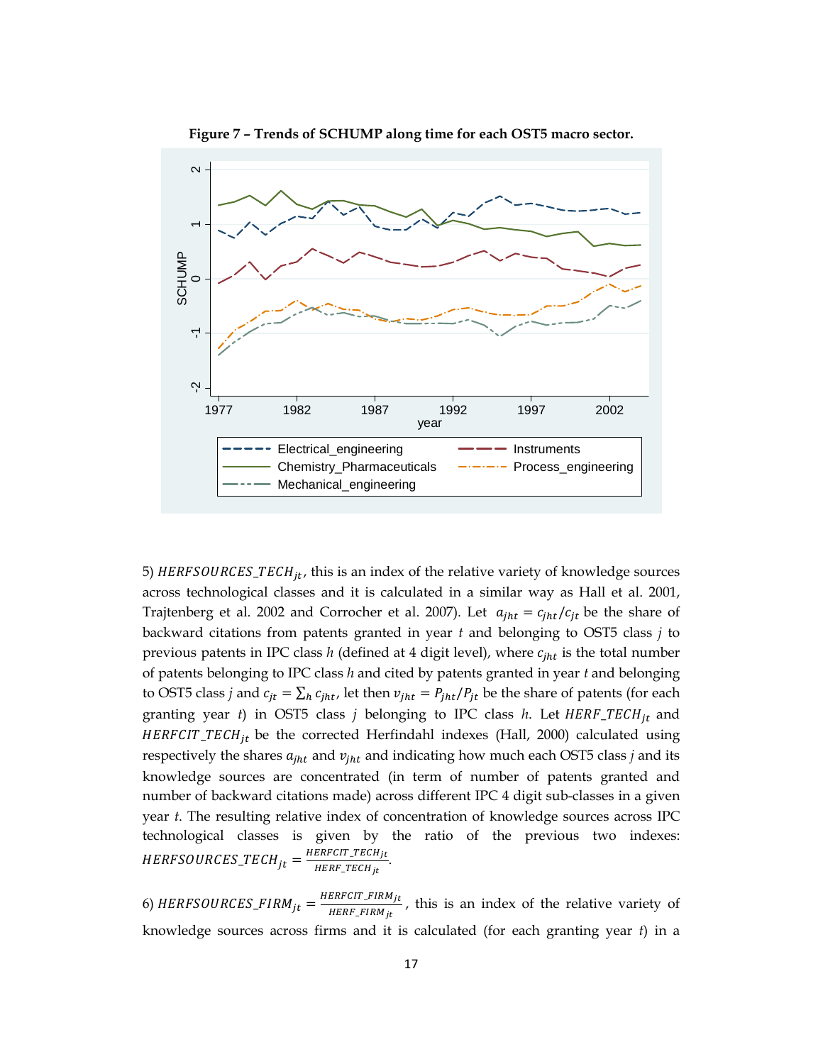**Figure 7 – Trends of SCHUMP along time for each OST5 macro sector.**

5) $HERFSOURCES\_TECH_{jt}$, this is an index of the relative variety of knowledge sources across technological classes and it is calculated in a similar way as Hall et al. 2001, Trajtenberg et al. 2002 and Corrocher et al. 2007). Let $a_{jht} = c_{jht}/c_{jt}$ be the share of backward citations from patents granted in year $t$ and belonging to OST5 class $j$ to previous patents in IPC class $h$ (defined at 4 digit level), where $c_{jht}$ is the total number of patents belonging to IPC class $h$ and cited by patents granted in year $t$ and belonging to OST5 class $j$ and $c_{jt} = \sum_h c_{jht}$, let then $v_{jht} = P_{jht}/P_{jt}$ be the share of patents (for each granting year $t$) in OST5 class $j$ belonging to IPC class $h$. Let $HERF\_TECH_{jt}$ and $HERFCIT\_TECH_{jt}$ be the corrected Herfindahl indexes (Hall, 2000) calculated using respectively the shares $a_{jht}$ and $v_{jht}$ and indicating how much each OST5 class $j$ and its knowledge sources are concentrated (in term of number of patents granted and number of backward citations made) across different IPC 4 digit sub-classes in a given year $t$. The resulting relative index of concentration of knowledge sources across IPC technological classes is given by the ratio of the previous two indexes: $HERFSOURCES\_TECH_{jt} = \frac{HERFCIT\_TECH_{jt}}{HERF\_TECH_{jt}}$.

6) $HERFSOURCES\_FIRM_{jt} = \frac{HERFCIT\_FIRM_{jt}}{HERF\_FIRM_{jt}}$, this is an index of the relative variety of knowledge sources across firms and it is calculated (for each granting year $t$) in a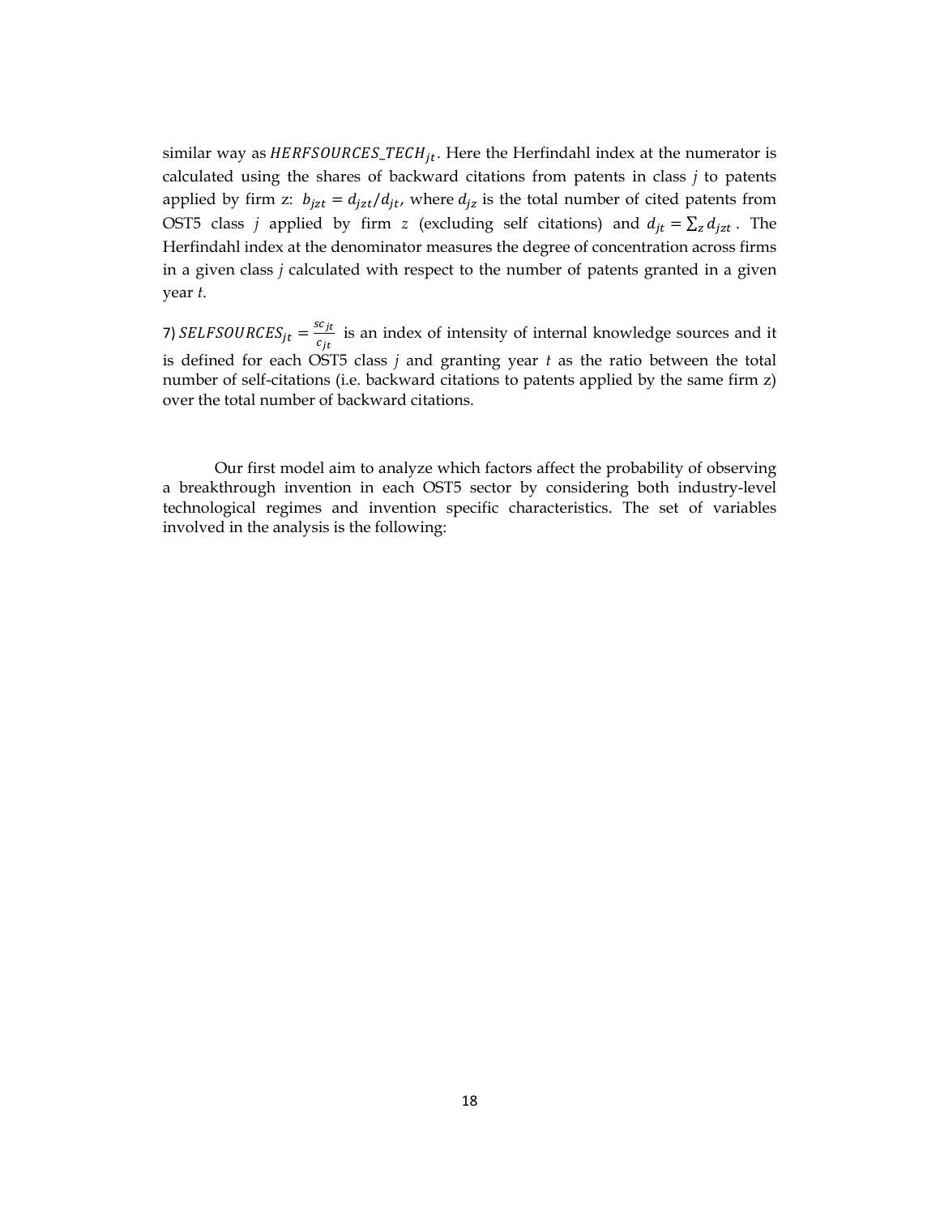similar way as $HERFSOURCES\_TECH_{jt}$. Here the Herfindahl index at the numerator is calculated using the shares of backward citations from patents in class *j* to patents applied by firm z: $b_{jzt} = d_{jzt}/d_{jt}$, where $d_{jz}$ is the total number of cited patents from OST5 class *j* applied by firm *z* (excluding self citations) and $d_{jt} = \sum_z d_{jzt}$ . The Herfindahl index at the denominator measures the degree of concentration across firms in a given class *j* calculated with respect to the number of patents granted in a given year *t*.

7) $SELFSOURCES_{jt} = \frac{sc_{jt}}{c_{jt}}$ is an index of intensity of internal knowledge sources and it is defined for each OST5 class *j* and granting year *t* as the ratio between the total number of self-citations (i.e. backward citations to patents applied by the same firm z) over the total number of backward citations.

Our first model aim to analyze which factors affect the probability of observing a breakthrough invention in each OST5 sector by considering both industry-level technological regimes and invention specific characteristics. The set of variables involved in the analysis is the following: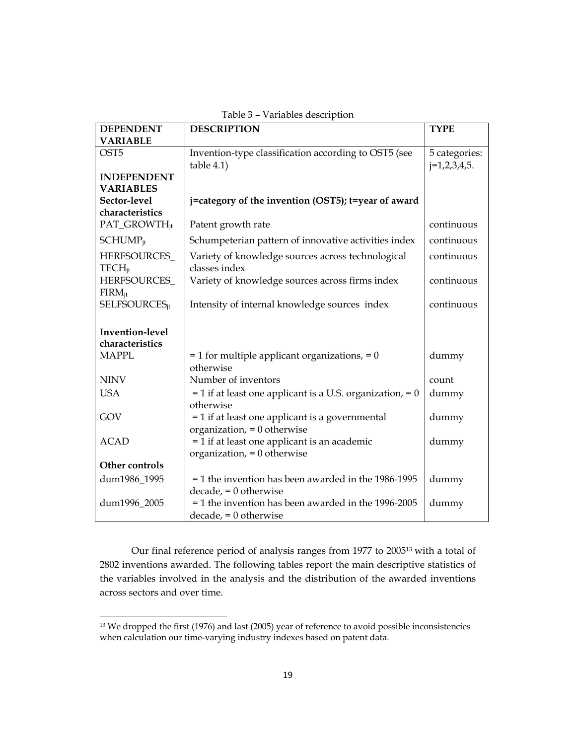Table 3 – Variables description

| **DEPENDENT VARIABLE** | **DESCRIPTION** | **TYPE** |
|---|---|---|
| OST5 | Invention-type classification according to OST5 (see table 4.1) | 5 categories: j=1,2,3,4,5. |
| **INDEPENDENT VARIABLES** | | |
| **Sector-level characteristics** | **j=category of the invention (OST5); t=year of award** | |
| $PAT\_GROWTH_{jt}$ | Patent growth rate | continuous |
| $SCHUMP_{jt}$ | Schumpeterian pattern of innovative activities index | continuous |
| $HERFSOURCES\_TECH_{jt}$ | Variety of knowledge sources across technological classes index | continuous |
| $HERFSOURCES\_FIRM_{jt}$ | Variety of knowledge sources across firms index | continuous |
| $SELFSOURCES_{jt}$ | Intensity of internal knowledge sources index | continuous |
| **Invention-level characteristics** | | |
| MAPPL | = 1 for multiple applicant organizations, = 0 otherwise | dummy |
| NINV | Number of inventors | count |
| USA | = 1 if at least one applicant is a U.S. organization, = 0 otherwise | dummy |
| GOV | = 1 if at least one applicant is a governmental organization, = 0 otherwise | dummy |
| ACAD | = 1 if at least one applicant is an academic organization, = 0 otherwise | dummy |
| **Other controls** | | |
| dum1986_1995 | = 1 the invention has been awarded in the 1986-1995 decade, = 0 otherwise | dummy |
| dum1996_2005 | = 1 the invention has been awarded in the 1996-2005 decade, = 0 otherwise | dummy |

Our final reference period of analysis ranges from 1977 to 2005[13] with a total of 2802 inventions awarded. The following tables report the main descriptive statistics of the variables involved in the analysis and the distribution of the awarded inventions across sectors and over time.

[13] We dropped the first (1976) and last (2005) year of reference to avoid possible inconsistencies when calculation our time-varying industry indexes based on patent data.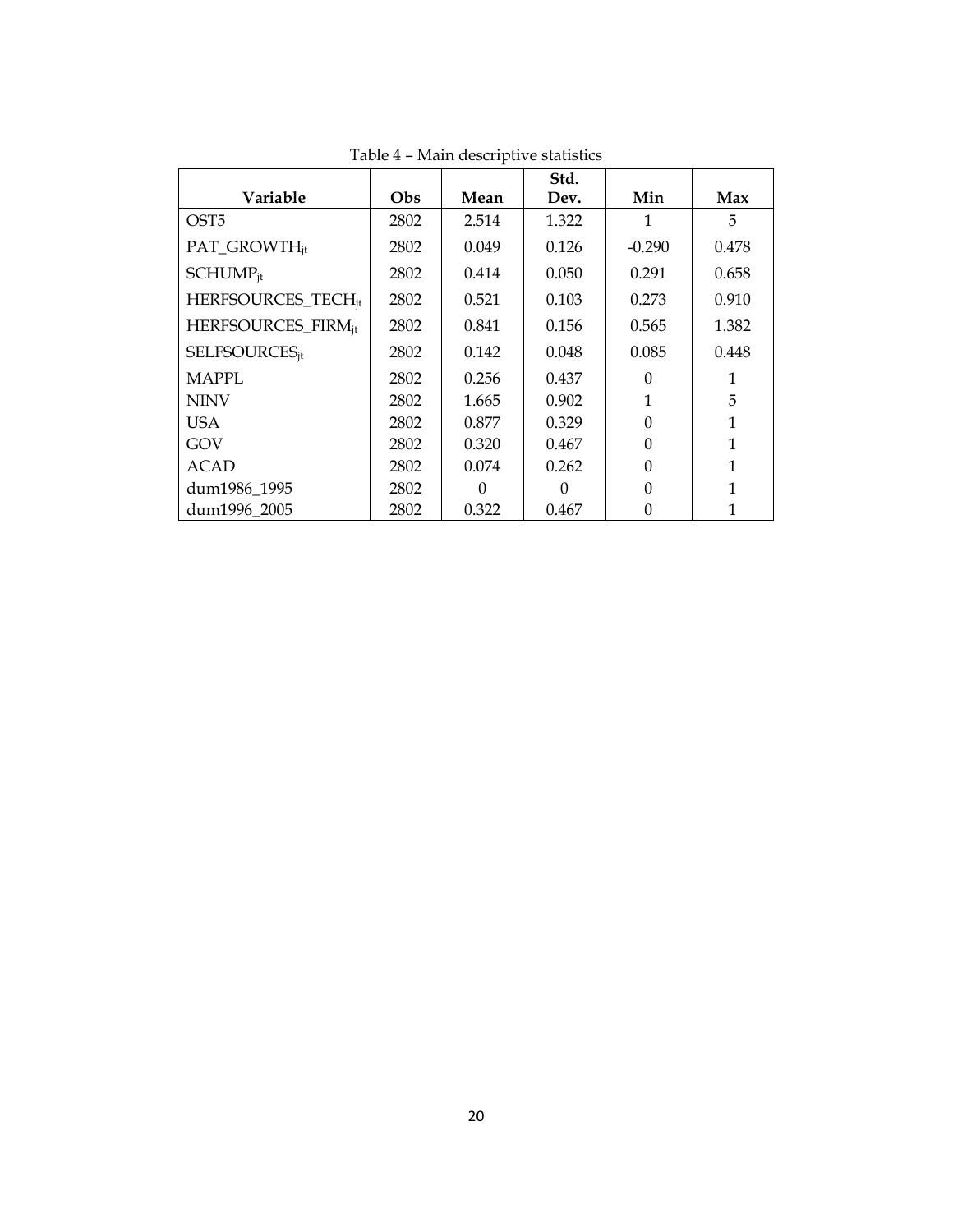Table 4 – Main descriptive statistics

| Variable | Obs | Mean | Std. Dev. | Min | Max |
|---|---|---|---|---|---|
| OST5 | 2802 | 2.514 | 1.322 | 1 | 5 |
| $PAT\_GROWTH_{jt}$ | 2802 | 0.049 | 0.126 | -0.290 | 0.478 |
| $SCHUMP_{jt}$ | 2802 | 0.414 | 0.050 | 0.291 | 0.658 |
| $HERFSOURCES\_TECH_{jt}$ | 2802 | 0.521 | 0.103 | 0.273 | 0.910 |
| $HERFSOURCES\_FIRM_{jt}$ | 2802 | 0.841 | 0.156 | 0.565 | 1.382 |
| $SELFSOURCES_{jt}$ | 2802 | 0.142 | 0.048 | 0.085 | 0.448 |
| MAPPL | 2802 | 0.256 | 0.437 | 0 | 1 |
| NINV | 2802 | 1.665 | 0.902 | 1 | 5 |
| USA | 2802 | 0.877 | 0.329 | 0 | 1 |
| GOV | 2802 | 0.320 | 0.467 | 0 | 1 |
| ACAD | 2802 | 0.074 | 0.262 | 0 | 1 |
| dum1986_1995 | 2802 | 0 | 0 | 0 | 1 |
| dum1996_2005 | 2802 | 0.322 | 0.467 | 0 | 1 |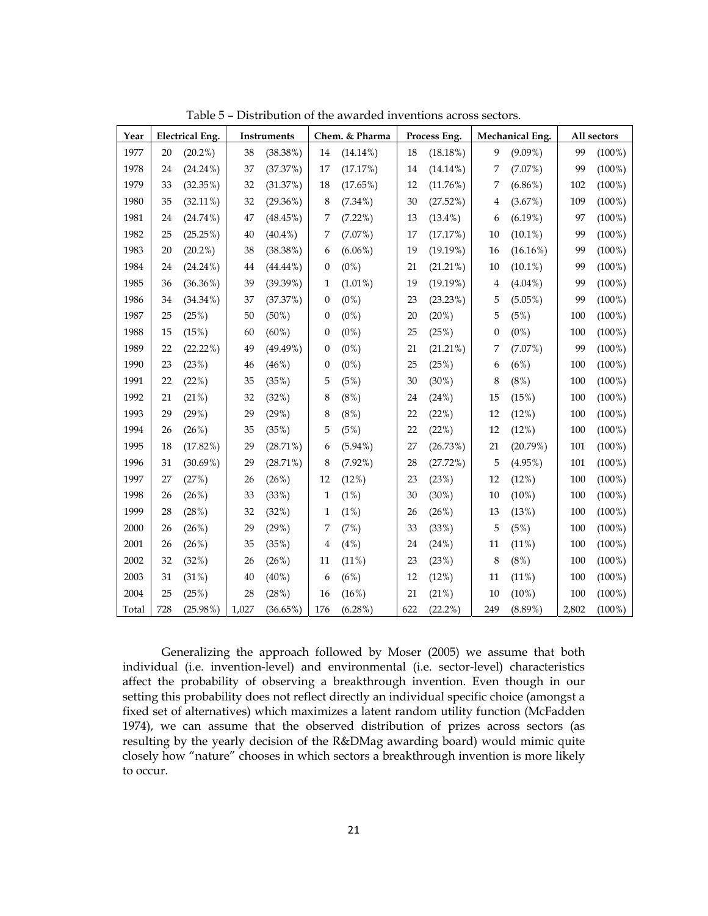Table 5 – Distribution of the awarded inventions across sectors.

| Year | Electrical Eng. | | Instruments | | Chem. & Pharma | | Process Eng. | | Mechanical Eng. | | All sectors | |
|---|---|---|---|---|---|---|---|---|---|---|---|---|
| 1977 | 20 | (20.2%) | 38 | (38.38%) | 14 | (14.14%) | 18 | (18.18%) | 9 | (9.09%) | 99 | (100%) |
| 1978 | 24 | (24.24%) | 37 | (37.37%) | 17 | (17.17%) | 14 | (14.14%) | 7 | (7.07%) | 99 | (100%) |
| 1979 | 33 | (32.35%) | 32 | (31.37%) | 18 | (17.65%) | 12 | (11.76%) | 7 | (6.86%) | 102 | (100%) |
| 1980 | 35 | (32.11%) | 32 | (29.36%) | 8 | (7.34%) | 30 | (27.52%) | 4 | (3.67%) | 109 | (100%) |
| 1981 | 24 | (24.74%) | 47 | (48.45%) | 7 | (7.22%) | 13 | (13.4%) | 6 | (6.19%) | 97 | (100%) |
| 1982 | 25 | (25.25%) | 40 | (40.4%) | 7 | (7.07%) | 17 | (17.17%) | 10 | (10.1%) | 99 | (100%) |
| 1983 | 20 | (20.2%) | 38 | (38.38%) | 6 | (6.06%) | 19 | (19.19%) | 16 | (16.16%) | 99 | (100%) |
| 1984 | 24 | (24.24%) | 44 | (44.44%) | 0 | (0%) | 21 | (21.21%) | 10 | (10.1%) | 99 | (100%) |
| 1985 | 36 | (36.36%) | 39 | (39.39%) | 1 | (1.01%) | 19 | (19.19%) | 4 | (4.04%) | 99 | (100%) |
| 1986 | 34 | (34.34%) | 37 | (37.37%) | 0 | (0%) | 23 | (23.23%) | 5 | (5.05%) | 99 | (100%) |
| 1987 | 25 | (25%) | 50 | (50%) | 0 | (0%) | 20 | (20%) | 5 | (5%) | 100 | (100%) |
| 1988 | 15 | (15%) | 60 | (60%) | 0 | (0%) | 25 | (25%) | 0 | (0%) | 100 | (100%) |
| 1989 | 22 | (22.22%) | 49 | (49.49%) | 0 | (0%) | 21 | (21.21%) | 7 | (7.07%) | 99 | (100%) |
| 1990 | 23 | (23%) | 46 | (46%) | 0 | (0%) | 25 | (25%) | 6 | (6%) | 100 | (100%) |
| 1991 | 22 | (22%) | 35 | (35%) | 5 | (5%) | 30 | (30%) | 8 | (8%) | 100 | (100%) |
| 1992 | 21 | (21%) | 32 | (32%) | 8 | (8%) | 24 | (24%) | 15 | (15%) | 100 | (100%) |
| 1993 | 29 | (29%) | 29 | (29%) | 8 | (8%) | 22 | (22%) | 12 | (12%) | 100 | (100%) |
| 1994 | 26 | (26%) | 35 | (35%) | 5 | (5%) | 22 | (22%) | 12 | (12%) | 100 | (100%) |
| 1995 | 18 | (17.82%) | 29 | (28.71%) | 6 | (5.94%) | 27 | (26.73%) | 21 | (20.79%) | 101 | (100%) |
| 1996 | 31 | (30.69%) | 29 | (28.71%) | 8 | (7.92%) | 28 | (27.72%) | 5 | (4.95%) | 101 | (100%) |
| 1997 | 27 | (27%) | 26 | (26%) | 12 | (12%) | 23 | (23%) | 12 | (12%) | 100 | (100%) |
| 1998 | 26 | (26%) | 33 | (33%) | 1 | (1%) | 30 | (30%) | 10 | (10%) | 100 | (100%) |
| 1999 | 28 | (28%) | 32 | (32%) | 1 | (1%) | 26 | (26%) | 13 | (13%) | 100 | (100%) |
| 2000 | 26 | (26%) | 29 | (29%) | 7 | (7%) | 33 | (33%) | 5 | (5%) | 100 | (100%) |
| 2001 | 26 | (26%) | 35 | (35%) | 4 | (4%) | 24 | (24%) | 11 | (11%) | 100 | (100%) |
| 2002 | 32 | (32%) | 26 | (26%) | 11 | (11%) | 23 | (23%) | 8 | (8%) | 100 | (100%) |
| 2003 | 31 | (31%) | 40 | (40%) | 6 | (6%) | 12 | (12%) | 11 | (11%) | 100 | (100%) |
| 2004 | 25 | (25%) | 28 | (28%) | 16 | (16%) | 21 | (21%) | 10 | (10%) | 100 | (100%) |
| Total | 728 | (25.98%) | 1,027 | (36.65%) | 176 | (6.28%) | 622 | (22.2%) | 249 | (8.89%) | 2,802 | (100%) |

Generalizing the approach followed by Moser (2005) we assume that both individual (i.e. invention-level) and environmental (i.e. sector-level) characteristics affect the probability of observing a breakthrough invention. Even though in our setting this probability does not reflect directly an individual specific choice (amongst a fixed set of alternatives) which maximizes a latent random utility function (McFadden 1974), we can assume that the observed distribution of prizes across sectors (as resulting by the yearly decision of the R&DMag awarding board) would mimic quite closely how "nature" chooses in which sectors a breakthrough invention is more likely to occur.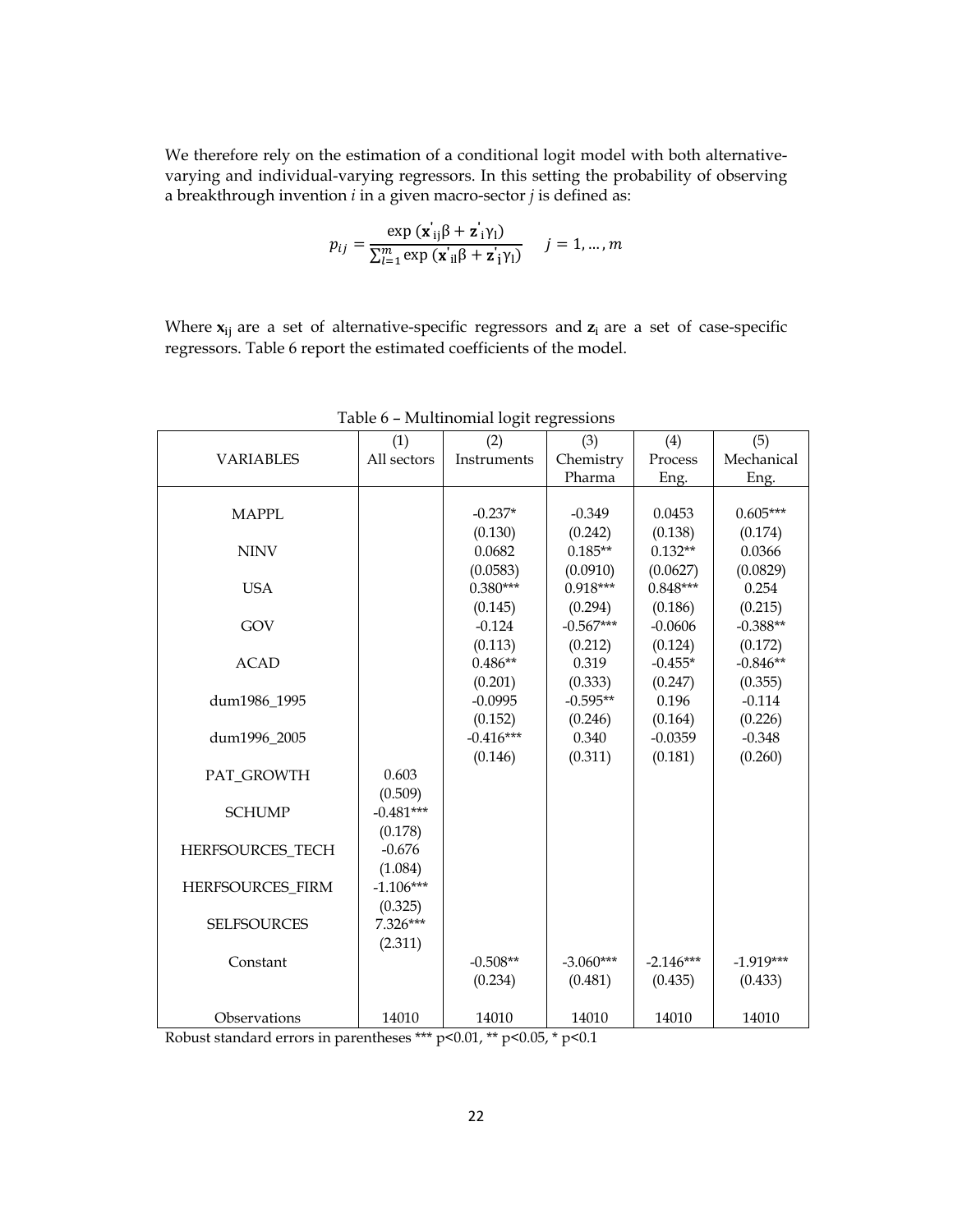We therefore rely on the estimation of a conditional logit model with both alternative-varying and individual-varying regressors. In this setting the probability of observing a breakthrough invention *i* in a given macro-sector *j* is defined as:

$$p_{ij} = \frac{\exp\left(\mathbf{x}'_{ij}\beta + \mathbf{z}'_{i}\gamma_{l}\right)}{\sum_{l=1}^{m}\exp\left(\mathbf{x}'_{il}\beta + \mathbf{z}'_{i}\gamma_{l}\right)} \quad j = 1, \ldots, m$$

Where $\mathbf{x}_{ij}$ are a set of alternative-specific regressors and $\mathbf{z}_{i}$ are a set of case-specific regressors. Table 6 report the estimated coefficients of the model.

Table 6 – Multinomial logit regressions

| VARIABLES | (1) All sectors | (2) Instruments | (3) Chemistry Pharma | (4) Process Eng. | (5) Mechanical Eng. |
|---|---|---|---|---|---|
| MAPPL | | -0.237* | -0.349 | 0.0453 | 0.605*** |
| | | (0.130) | (0.242) | (0.138) | (0.174) |
| NINV | | 0.0682 | 0.185** | 0.132** | 0.0366 |
| | | (0.0583) | (0.0910) | (0.0627) | (0.0829) |
| USA | | 0.380*** | 0.918*** | 0.848*** | 0.254 |
| | | (0.145) | (0.294) | (0.186) | (0.215) |
| GOV | | -0.124 | -0.567*** | -0.0606 | -0.388** |
| | | (0.113) | (0.212) | (0.124) | (0.172) |
| ACAD | | 0.486** | 0.319 | -0.455* | -0.846** |
| | | (0.201) | (0.333) | (0.247) | (0.355) |
| dum1986_1995 | | -0.0995 | -0.595** | 0.196 | -0.114 |
| | | (0.152) | (0.246) | (0.164) | (0.226) |
| dum1996_2005 | | -0.416*** | 0.340 | -0.0359 | -0.348 |
| | | (0.146) | (0.311) | (0.181) | (0.260) |
| PAT_GROWTH | 0.603 | | | | |
| | (0.509) | | | | |
| SCHUMP | -0.481*** | | | | |
| | (0.178) | | | | |
| HERFSOURCES_TECH | -0.676 | | | | |
| | (1.084) | | | | |
| HERFSOURCES_FIRM | -1.106*** | | | | |
| | (0.325) | | | | |
| SELFSOURCES | 7.326*** | | | | |
| | (2.311) | | | | |
| Constant | | -0.508** | -3.060*** | -2.146*** | -1.919*** |
| | | (0.234) | (0.481) | (0.435) | (0.433) |
| Observations | 14010 | 14010 | 14010 | 14010 | 14010 |

Robust standard errors in parentheses *** p<0.01, ** p<0.05, * p<0.1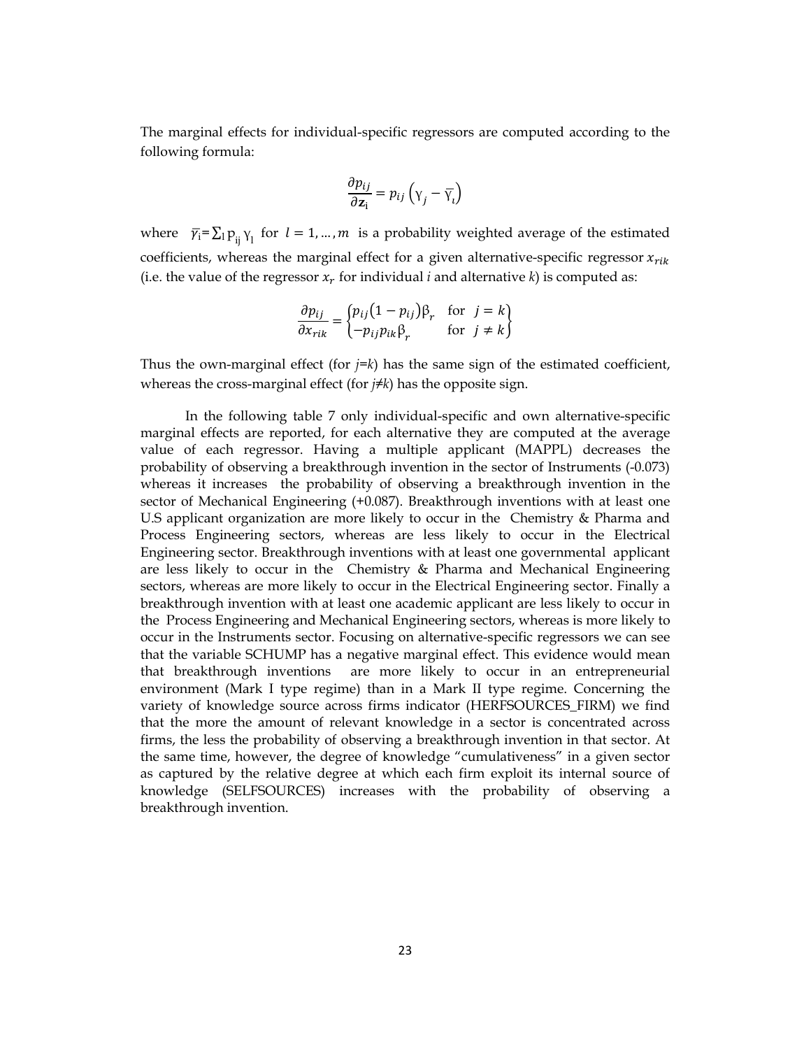The marginal effects for individual-specific regressors are computed according to the following formula:

$$\frac{\partial p_{ij}}{\partial \mathbf{z}_i} = p_{ij}\left(\gamma_j - \bar{\gamma}_i\right)$$

where $\bar{\gamma}_i = \sum_l p_{ij} \gamma_l$ for $l = 1, \ldots, m$ is a probability weighted average of the estimated coefficients, whereas the marginal effect for a given alternative-specific regressor $x_{rik}$ (i.e. the value of the regressor $x_r$ for individual *i* and alternative *k*) is computed as:

$$\frac{\partial p_{ij}}{\partial x_{rik}} = \begin{Bmatrix} p_{ij}(1 - p_{ij})\beta_r & \text{for } j = k \\ -p_{ij}p_{ik}\beta_r & \text{for } j \neq k \end{Bmatrix}$$

Thus the own-marginal effect (for *j*=*k*) has the same sign of the estimated coefficient, whereas the cross-marginal effect (for *j*≠*k*) has the opposite sign.

In the following table 7 only individual-specific and own alternative-specific marginal effects are reported, for each alternative they are computed at the average value of each regressor. Having a multiple applicant (MAPPL) decreases the probability of observing a breakthrough invention in the sector of Instruments (-0.073) whereas it increases the probability of observing a breakthrough invention in the sector of Mechanical Engineering (+0.087). Breakthrough inventions with at least one U.S applicant organization are more likely to occur in the Chemistry & Pharma and Process Engineering sectors, whereas are less likely to occur in the Electrical Engineering sector. Breakthrough inventions with at least one governmental applicant are less likely to occur in the Chemistry & Pharma and Mechanical Engineering sectors, whereas are more likely to occur in the Electrical Engineering sector. Finally a breakthrough invention with at least one academic applicant are less likely to occur in the Process Engineering and Mechanical Engineering sectors, whereas is more likely to occur in the Instruments sector. Focusing on alternative-specific regressors we can see that the variable SCHUMP has a negative marginal effect. This evidence would mean that breakthrough inventions are more likely to occur in an entrepreneurial environment (Mark I type regime) than in a Mark II type regime. Concerning the variety of knowledge source across firms indicator (HERFSOURCES_FIRM) we find that the more the amount of relevant knowledge in a sector is concentrated across firms, the less the probability of observing a breakthrough invention in that sector. At the same time, however, the degree of knowledge "cumulativeness" in a given sector as captured by the relative degree at which each firm exploit its internal source of knowledge (SELFSOURCES) increases with the probability of observing a breakthrough invention.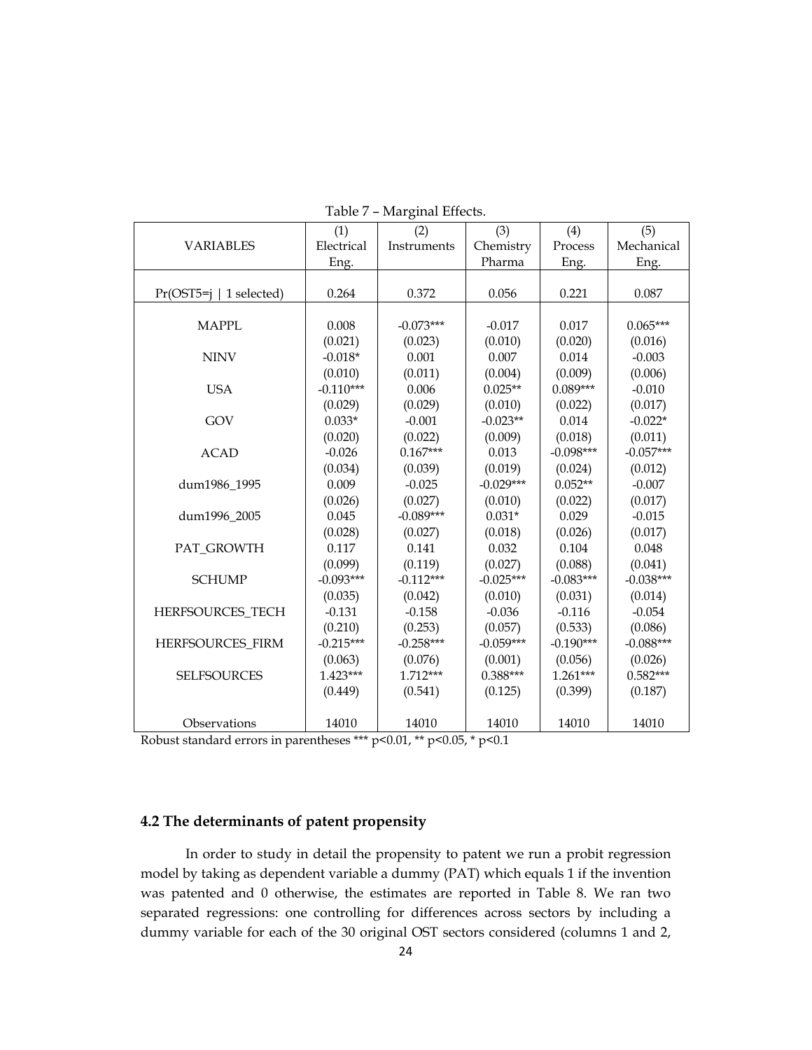Table 7 – Marginal Effects.

| VARIABLES | (1) Electrical Eng. | (2) Instruments | (3) Chemistry Pharma | (4) Process Eng. | (5) Mechanical Eng. |
|---|---|---|---|---|---|
| Pr(OST5=j \| 1 selected) | 0.264 | 0.372 | 0.056 | 0.221 | 0.087 |
| MAPPL | 0.008 | -0.073*** | -0.017 | 0.017 | 0.065*** |
| | (0.021) | (0.023) | (0.010) | (0.020) | (0.016) |
| NINV | -0.018* | 0.001 | 0.007 | 0.014 | -0.003 |
| | (0.010) | (0.011) | (0.004) | (0.009) | (0.006) |
| USA | -0.110*** | 0.006 | 0.025** | 0.089*** | -0.010 |
| | (0.029) | (0.029) | (0.010) | (0.022) | (0.017) |
| GOV | 0.033* | -0.001 | -0.023** | 0.014 | -0.022* |
| | (0.020) | (0.022) | (0.009) | (0.018) | (0.011) |
| ACAD | -0.026 | 0.167*** | 0.013 | -0.098*** | -0.057*** |
| | (0.034) | (0.039) | (0.019) | (0.024) | (0.012) |
| dum1986_1995 | 0.009 | -0.025 | -0.029*** | 0.052** | -0.007 |
| | (0.026) | (0.027) | (0.010) | (0.022) | (0.017) |
| dum1996_2005 | 0.045 | -0.089*** | 0.031* | 0.029 | -0.015 |
| | (0.028) | (0.027) | (0.018) | (0.026) | (0.017) |
| PAT_GROWTH | 0.117 | 0.141 | 0.032 | 0.104 | 0.048 |
| | (0.099) | (0.119) | (0.027) | (0.088) | (0.041) |
| SCHUMP | -0.093*** | -0.112*** | -0.025*** | -0.083*** | -0.038*** |
| | (0.035) | (0.042) | (0.010) | (0.031) | (0.014) |
| HERFSOURCES_TECH | -0.131 | -0.158 | -0.036 | -0.116 | -0.054 |
| | (0.210) | (0.253) | (0.057) | (0.533) | (0.086) |
| HERFSOURCES_FIRM | -0.215*** | -0.258*** | -0.059*** | -0.190*** | -0.088*** |
| | (0.063) | (0.076) | (0.001) | (0.056) | (0.026) |
| SELFSOURCES | 1.423*** | 1.712*** | 0.388*** | 1.261*** | 0.582*** |
| | (0.449) | (0.541) | (0.125) | (0.399) | (0.187) |
| Observations | 14010 | 14010 | 14010 | 14010 | 14010 |

Robust standard errors in parentheses *** $p<0.01$, ** $p<0.05$, * $p<0.1$

### 4.2 The determinants of patent propensity

In order to study in detail the propensity to patent we run a probit regression model by taking as dependent variable a dummy (PAT) which equals 1 if the invention was patented and 0 otherwise, the estimates are reported in Table 8. We ran two separated regressions: one controlling for differences across sectors by including a dummy variable for each of the 30 original OST sectors considered (columns 1 and 2,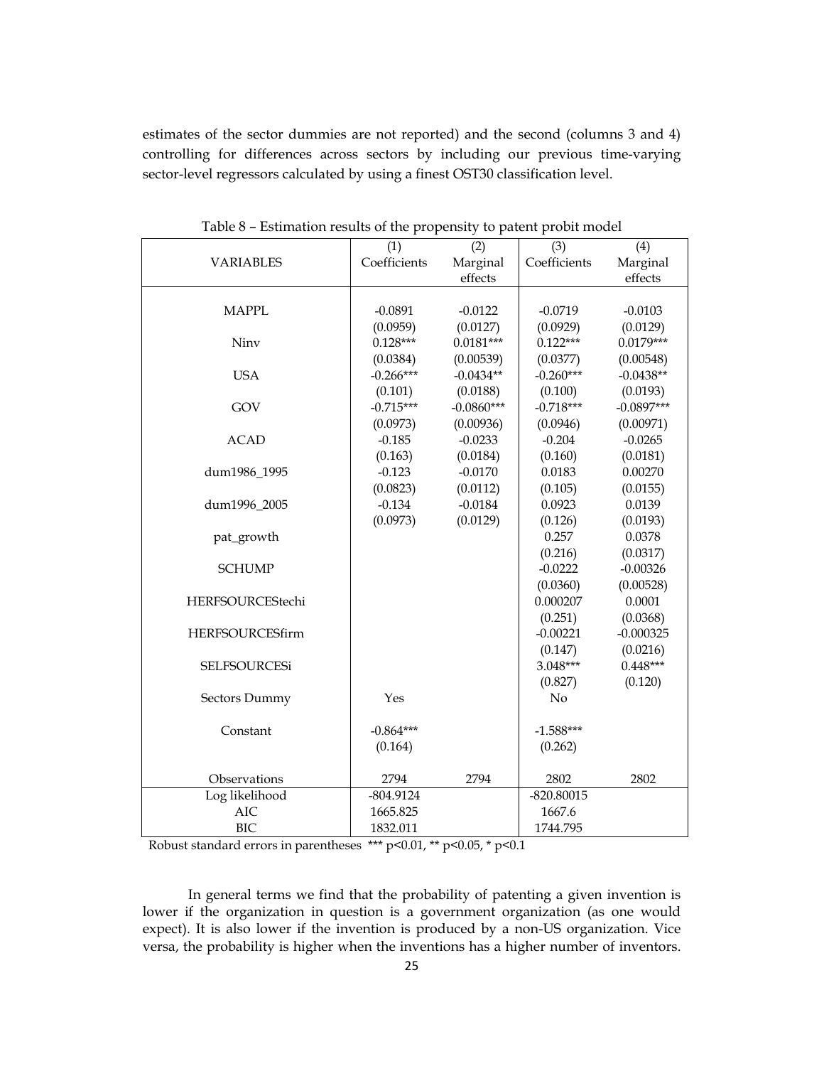estimates of the sector dummies are not reported) and the second (columns 3 and 4) controlling for differences across sectors by including our previous time-varying sector-level regressors calculated by using a finest OST30 classification level.

Table 8 – Estimation results of the propensity to patent probit model

| VARIABLES | (1) Coefficients | (2) Marginal effects | (3) Coefficients | (4) Marginal effects |
|---|---|---|---|---|
| MAPPL | -0.0891 | -0.0122 | -0.0719 | -0.0103 |
| | (0.0959) | (0.0127) | (0.0929) | (0.0129) |
| Ninv | 0.128*** | 0.0181*** | 0.122*** | 0.0179*** |
| | (0.0384) | (0.00539) | (0.0377) | (0.00548) |
| USA | -0.266*** | -0.0434** | -0.260*** | -0.0438** |
| | (0.101) | (0.0188) | (0.100) | (0.0193) |
| GOV | -0.715*** | -0.0860*** | -0.718*** | -0.0897*** |
| | (0.0973) | (0.00936) | (0.0946) | (0.00971) |
| ACAD | -0.185 | -0.0233 | -0.204 | -0.0265 |
| | (0.163) | (0.0184) | (0.160) | (0.0181) |
| dum1986_1995 | -0.123 | -0.0170 | 0.0183 | 0.00270 |
| | (0.0823) | (0.0112) | (0.105) | (0.0155) |
| dum1996_2005 | -0.134 | -0.0184 | 0.0923 | 0.0139 |
| | (0.0973) | (0.0129) | (0.126) | (0.0193) |
| pat_growth | | | 0.257 | 0.0378 |
| | | | (0.216) | (0.0317) |
| SCHUMP | | | -0.0222 | -0.00326 |
| | | | (0.0360) | (0.00528) |
| HERFSOURCEStechi | | | 0.000207 | 0.0001 |
| | | | (0.251) | (0.0368) |
| HERFSOURCESfirm | | | -0.00221 | -0.000325 |
| | | | (0.147) | (0.0216) |
| SELFSOURCESi | | | 3.048*** | 0.448*** |
| | | | (0.827) | (0.120) |
| Sectors Dummy | Yes | | No | |
| Constant | -0.864*** | | -1.588*** | |
| | (0.164) | | (0.262) | |
| Observations | 2794 | 2794 | 2802 | 2802 |
| Log likelihood | -804.9124 | | -820.80015 | |
| AIC | 1665.825 | | 1667.6 | |
| BIC | 1832.011 | | 1744.795 | |

Robust standard errors in parentheses *** p<0.01, ** p<0.05, * p<0.1

In general terms we find that the probability of patenting a given invention is lower if the organization in question is a government organization (as one would expect). It is also lower if the invention is produced by a non-US organization. Vice versa, the probability is higher when the inventions has a higher number of inventors.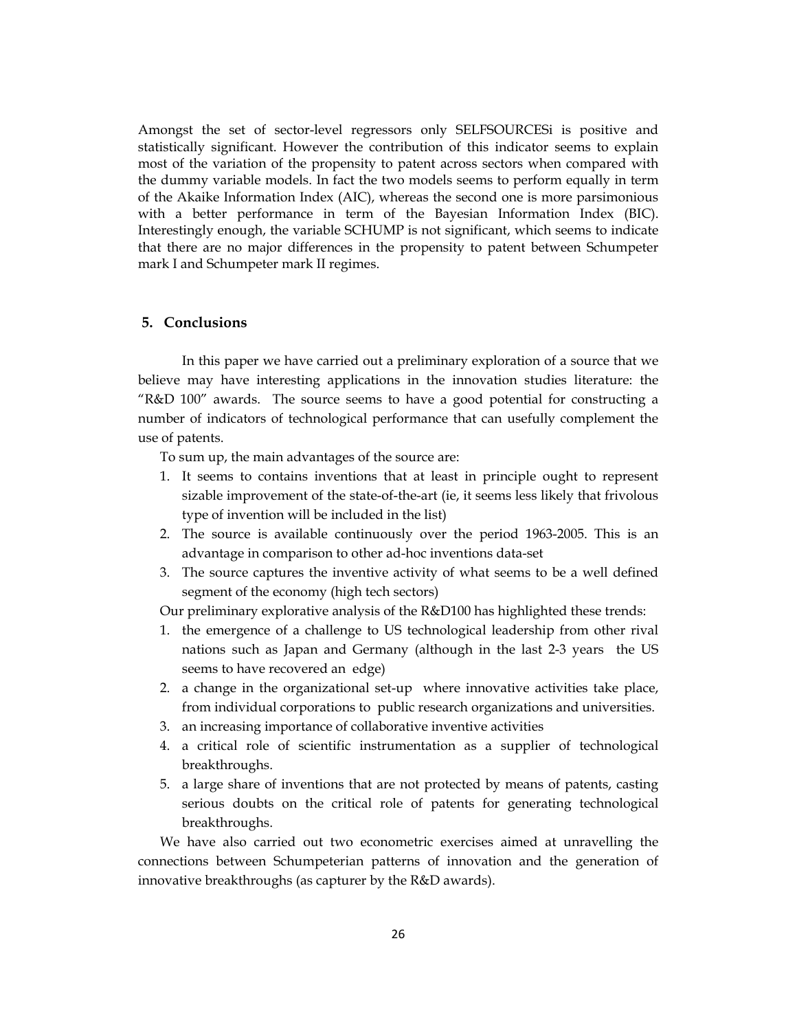Amongst the set of sector-level regressors only SELFSOURCESi is positive and statistically significant. However the contribution of this indicator seems to explain most of the variation of the propensity to patent across sectors when compared with the dummy variable models. In fact the two models seems to perform equally in term of the Akaike Information Index (AIC), whereas the second one is more parsimonious with a better performance in term of the Bayesian Information Index (BIC). Interestingly enough, the variable SCHUMP is not significant, which seems to indicate that there are no major differences in the propensity to patent between Schumpeter mark I and Schumpeter mark II regimes.

## 5. Conclusions

In this paper we have carried out a preliminary exploration of a source that we believe may have interesting applications in the innovation studies literature: the "R&D 100" awards. The source seems to have a good potential for constructing a number of indicators of technological performance that can usefully complement the use of patents.

To sum up, the main advantages of the source are:

1. It seems to contains inventions that at least in principle ought to represent sizable improvement of the state-of-the-art (ie, it seems less likely that frivolous type of invention will be included in the list)
2. The source is available continuously over the period 1963-2005. This is an advantage in comparison to other ad-hoc inventions data-set
3. The source captures the inventive activity of what seems to be a well defined segment of the economy (high tech sectors)

Our preliminary explorative analysis of the R&D100 has highlighted these trends:

1. the emergence of a challenge to US technological leadership from other rival nations such as Japan and Germany (although in the last 2-3 years the US seems to have recovered an edge)
2. a change in the organizational set-up where innovative activities take place, from individual corporations to public research organizations and universities.
3. an increasing importance of collaborative inventive activities
4. a critical role of scientific instrumentation as a supplier of technological breakthroughs.
5. a large share of inventions that are not protected by means of patents, casting serious doubts on the critical role of patents for generating technological breakthroughs.

We have also carried out two econometric exercises aimed at unravelling the connections between Schumpeterian patterns of innovation and the generation of innovative breakthroughs (as capturer by the R&D awards).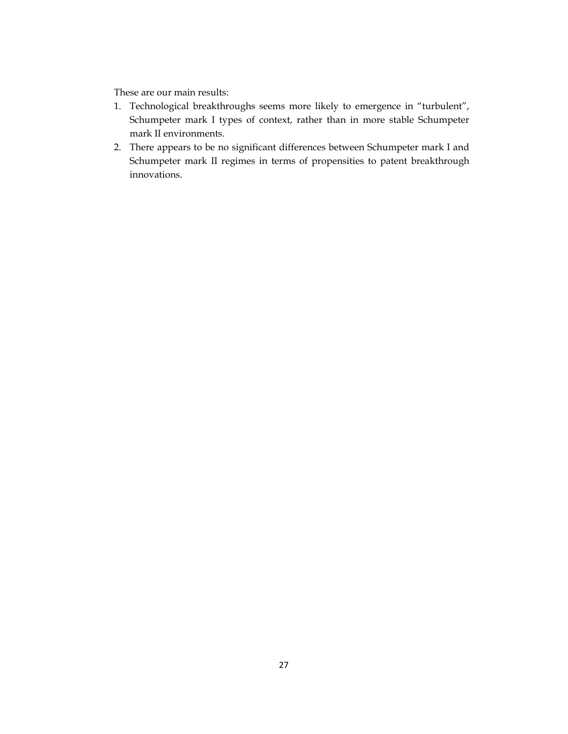These are our main results:

1. Technological breakthroughs seems more likely to emergence in "turbulent", Schumpeter mark I types of context, rather than in more stable Schumpeter mark II environments.
2. There appears to be no significant differences between Schumpeter mark I and Schumpeter mark II regimes in terms of propensities to patent breakthrough innovations.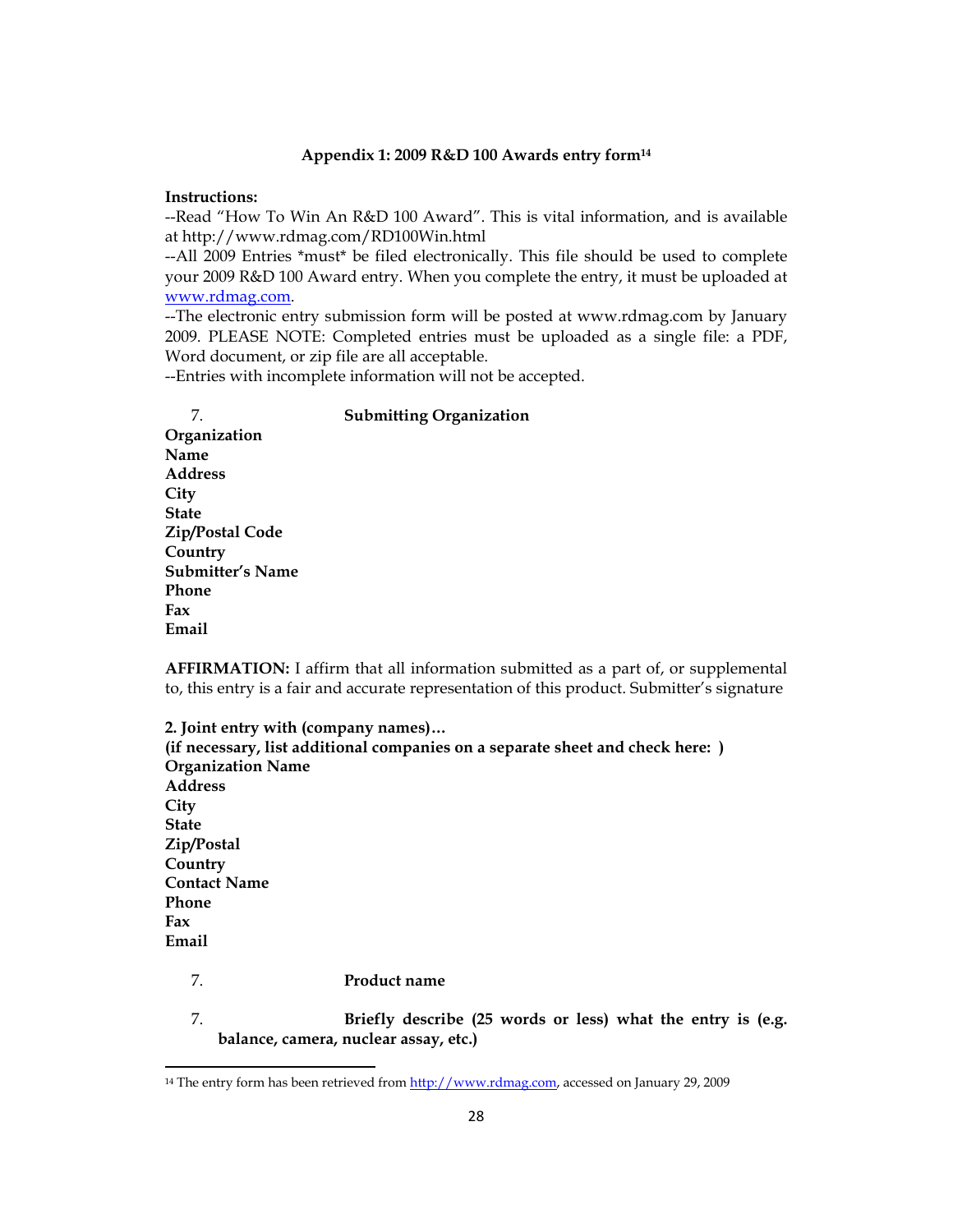### Appendix 1: 2009 R&D 100 Awards entry form[14]

**Instructions:**

--Read "How To Win An R&D 100 Award". This is vital information, and is available at http://www.rdmag.com/RD100Win.html

--All 2009 Entries *must* be filed electronically. This file should be used to complete your 2009 R&D 100 Award entry. When you complete the entry, it must be uploaded at www.rdmag.com.

--The electronic entry submission form will be posted at www.rdmag.com by January 2009. PLEASE NOTE: Completed entries must be uploaded as a single file: a PDF, Word document, or zip file are all acceptable.

--Entries with incomplete information will not be accepted.

7. **Submitting Organization**

**Organization**
**Name**
**Address**
**City**
**State**
**Zip/Postal Code**
**Country**
**Submitter's Name**
**Phone**
**Fax**
**Email**

**AFFIRMATION:** I affirm that all information submitted as a part of, or supplemental to, this entry is a fair and accurate representation of this product. Submitter's signature

**2. Joint entry with (company names)…**
**(if necessary, list additional companies on a separate sheet and check here: )**
**Organization Name**
**Address**
**City**
**State**
**Zip/Postal**
**Country**
**Contact Name**
**Phone**
**Fax**
**Email**

7. **Product name**

7. **Briefly describe (25 words or less) what the entry is (e.g. balance, camera, nuclear assay, etc.)**

---

[14] The entry form has been retrieved from http://www.rdmag.com, accessed on January 29, 2009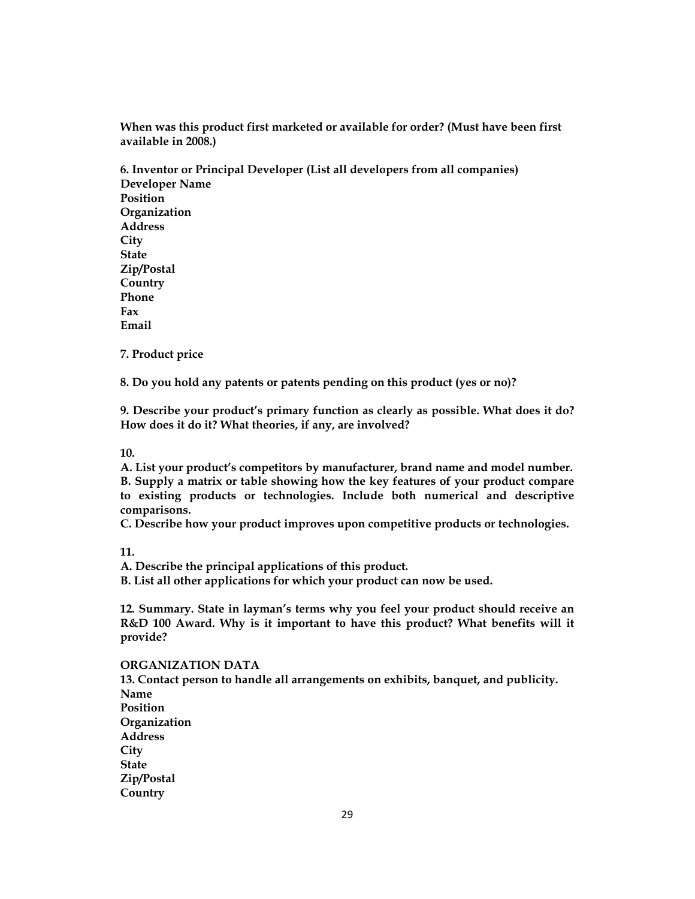**When was this product first marketed or available for order? (Must have been first available in 2008.)**

**6. Inventor or Principal Developer (List all developers from all companies)**
**Developer Name**
**Position**
**Organization**
**Address**
**City**
**State**
**Zip/Postal**
**Country**
**Phone**
**Fax**
**Email**

**7. Product price**

**8. Do you hold any patents or patents pending on this product (yes or no)?**

**9. Describe your product's primary function as clearly as possible. What does it do? How does it do it? What theories, if any, are involved?**

**10.**
**A. List your product's competitors by manufacturer, brand name and model number.**
**B. Supply a matrix or table showing how the key features of your product compare to existing products or technologies. Include both numerical and descriptive comparisons.**
**C. Describe how your product improves upon competitive products or technologies.**

**11.**
**A. Describe the principal applications of this product.**
**B. List all other applications for which your product can now be used.**

**12. Summary. State in layman's terms why you feel your product should receive an R&D 100 Award. Why is it important to have this product? What benefits will it provide?**

**ORGANIZATION DATA**
**13. Contact person to handle all arrangements on exhibits, banquet, and publicity.**
**Name**
**Position**
**Organization**
**Address**
**City**
**State**
**Zip/Postal**
**Country**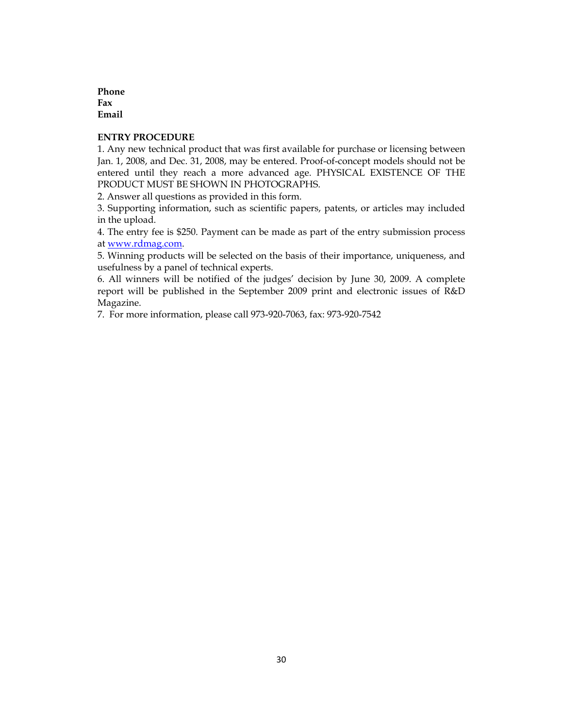**Phone**
**Fax**
**Email**

**ENTRY PROCEDURE**

1. Any new technical product that was first available for purchase or licensing between Jan. 1, 2008, and Dec. 31, 2008, may be entered. Proof-of-concept models should not be entered until they reach a more advanced age. PHYSICAL EXISTENCE OF THE PRODUCT MUST BE SHOWN IN PHOTOGRAPHS.
2. Answer all questions as provided in this form.
3. Supporting information, such as scientific papers, patents, or articles may included in the upload.
4. The entry fee is $250. Payment can be made as part of the entry submission process at www.rdmag.com.
5. Winning products will be selected on the basis of their importance, uniqueness, and usefulness by a panel of technical experts.
6. All winners will be notified of the judges' decision by June 30, 2009. A complete report will be published in the September 2009 print and electronic issues of R&D Magazine.
7. For more information, please call 973-920-7063, fax: 973-920-7542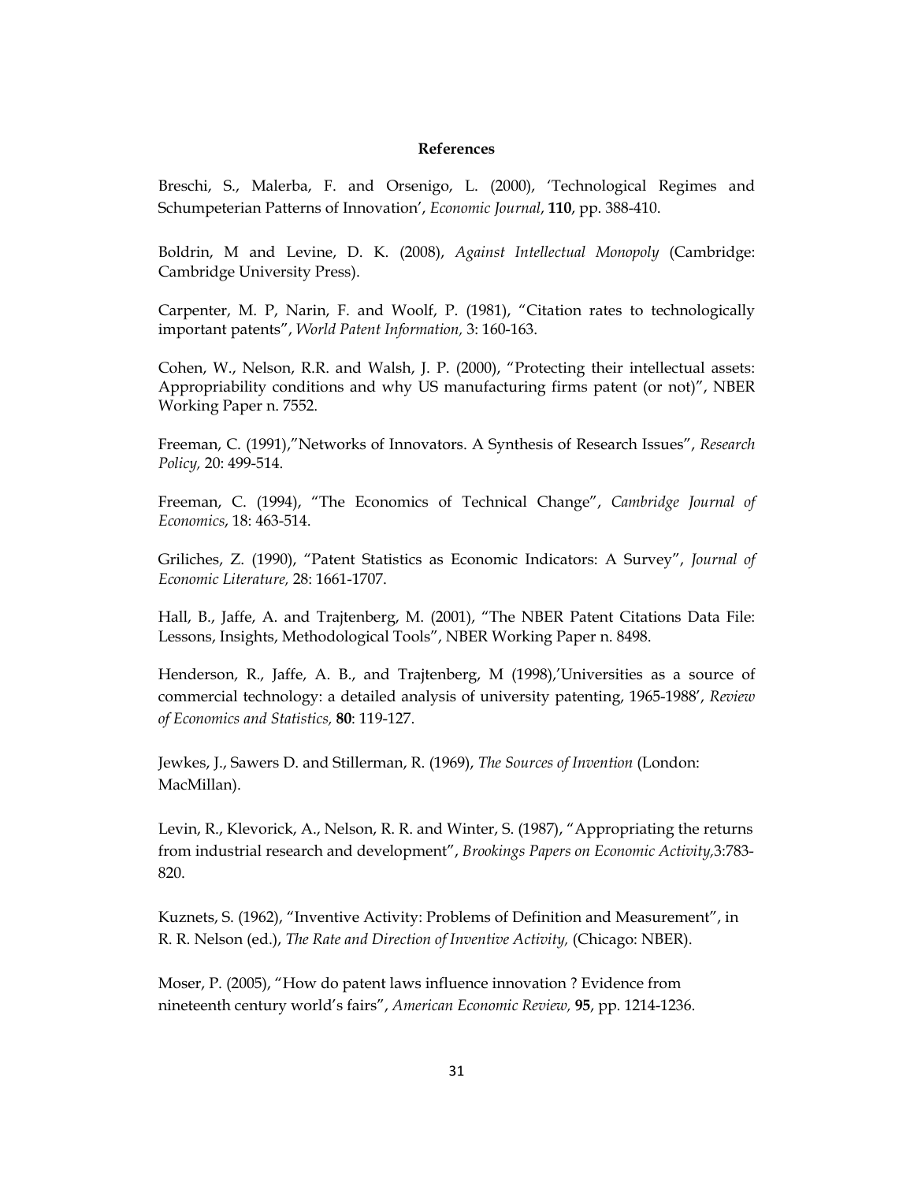**References**

Breschi, S., Malerba, F. and Orsenigo, L. (2000), 'Technological Regimes and Schumpeterian Patterns of Innovation', *Economic Journal*, **110**, pp. 388-410.

Boldrin, M and Levine, D. K. (2008), *Against Intellectual Monopoly* (Cambridge: Cambridge University Press).

Carpenter, M. P, Narin, F. and Woolf, P. (1981), "Citation rates to technologically important patents", *World Patent Information,* 3: 160-163.

Cohen, W., Nelson, R.R. and Walsh, J. P. (2000), "Protecting their intellectual assets: Appropriability conditions and why US manufacturing firms patent (or not)", NBER Working Paper n. 7552.

Freeman, C. (1991),"Networks of Innovators. A Synthesis of Research Issues", *Research Policy,* 20: 499-514.

Freeman, C. (1994), "The Economics of Technical Change", *Cambridge Journal of Economics*, 18: 463-514.

Griliches, Z. (1990), "Patent Statistics as Economic Indicators: A Survey", *Journal of Economic Literature,* 28: 1661-1707.

Hall, B., Jaffe, A. and Trajtenberg, M. (2001), "The NBER Patent Citations Data File: Lessons, Insights, Methodological Tools", NBER Working Paper n. 8498.

Henderson, R., Jaffe, A. B., and Trajtenberg, M (1998),'Universities as a source of commercial technology: a detailed analysis of university patenting, 1965-1988', *Review of Economics and Statistics,* **80**: 119-127.

Jewkes, J., Sawers D. and Stillerman, R. (1969), *The Sources of Invention* (London: MacMillan).

Levin, R., Klevorick, A., Nelson, R. R. and Winter, S. (1987), "Appropriating the returns from industrial research and development", *Brookings Papers on Economic Activity,*3:783-820.

Kuznets, S. (1962), "Inventive Activity: Problems of Definition and Measurement", in R. R. Nelson (ed.), *The Rate and Direction of Inventive Activity,* (Chicago: NBER).

Moser, P. (2005), "How do patent laws influence innovation ? Evidence from nineteenth century world's fairs", *American Economic Review,* **95**, pp. 1214-1236.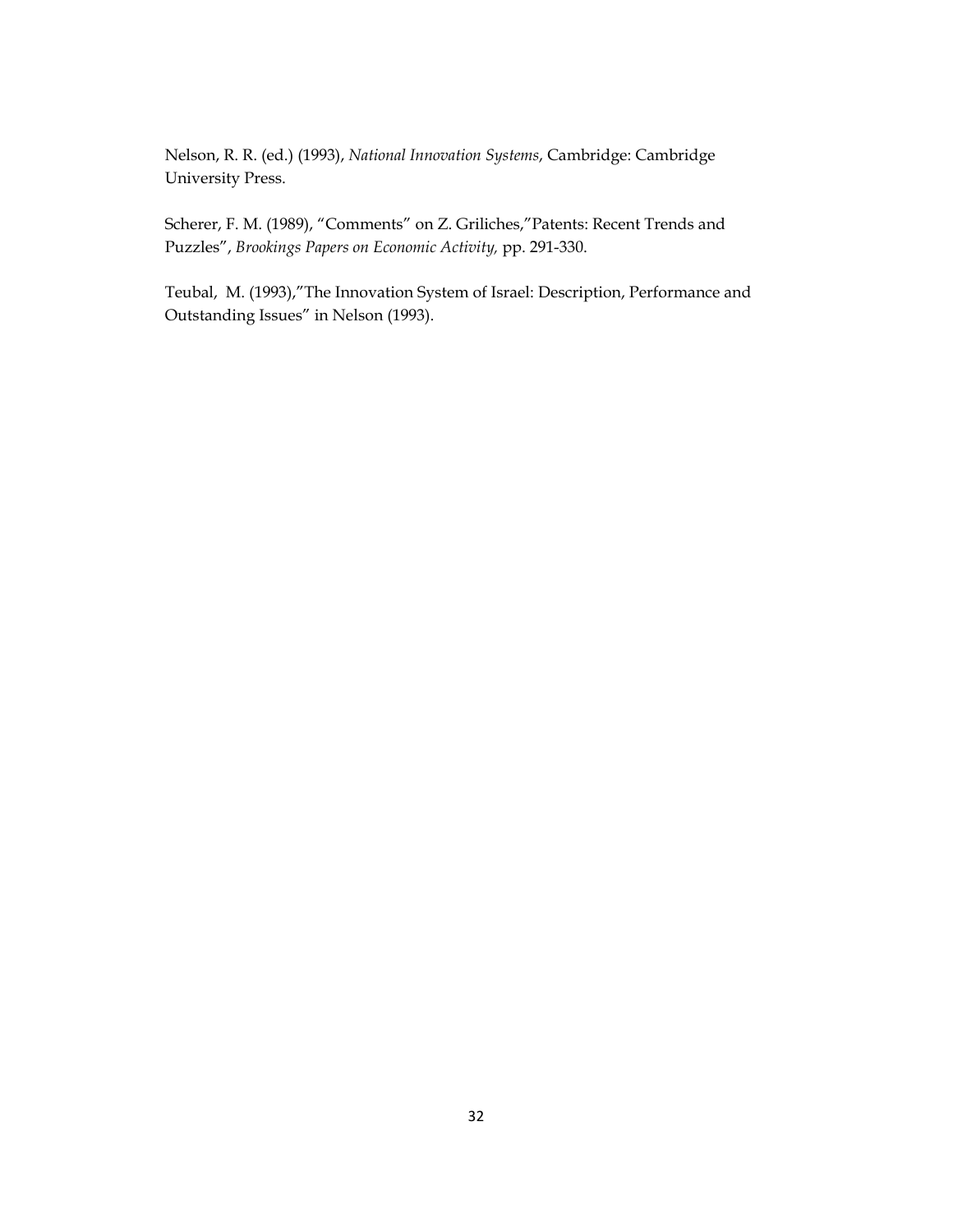Nelson, R. R. (ed.) (1993), *National Innovation Systems*, Cambridge: Cambridge University Press.

Scherer, F. M. (1989), "Comments" on Z. Griliches,"Patents: Recent Trends and Puzzles", *Brookings Papers on Economic Activity,* pp. 291-330.

Teubal, M. (1993),"The Innovation System of Israel: Description, Performance and Outstanding Issues" in Nelson (1993).